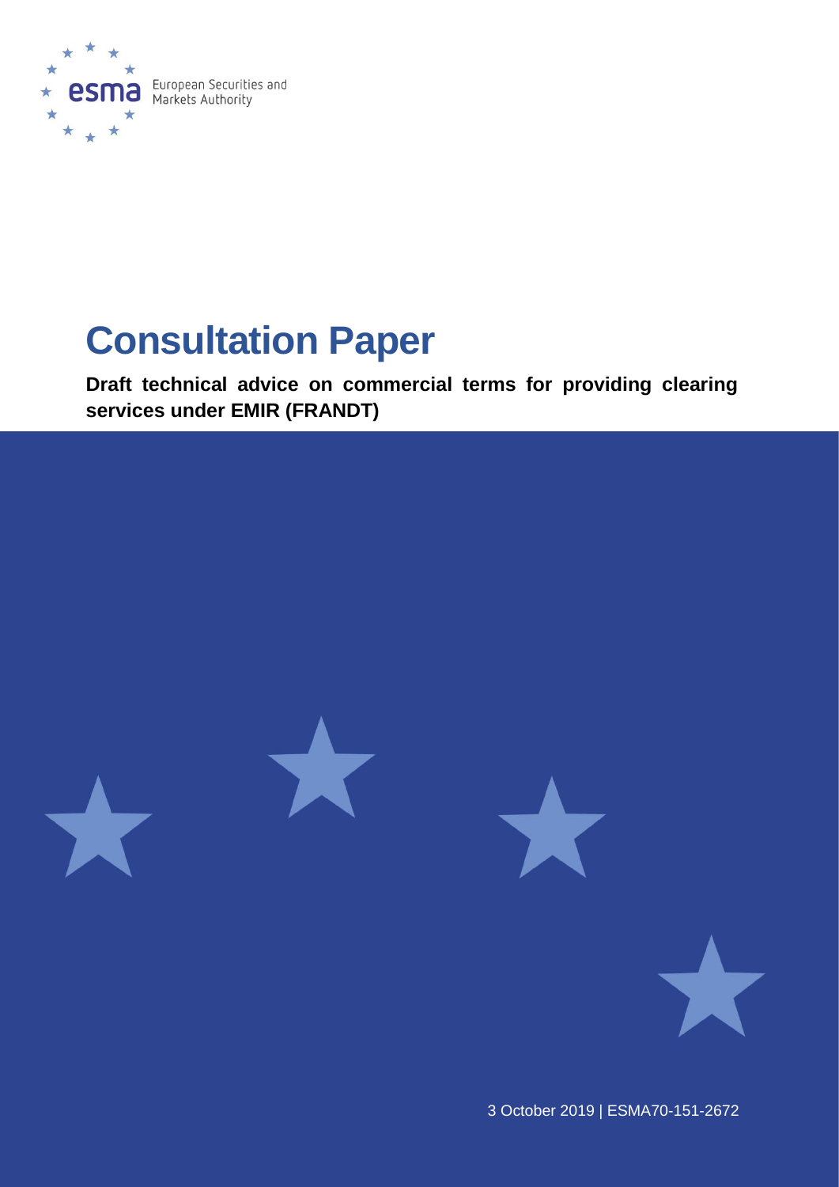European Securities and Markets Authority

# Consultation Paper

**Draft technical advice on commercial terms for providing clearing services under EMIR (FRANDT)**

3 October 2019 | ESMA70-151-2672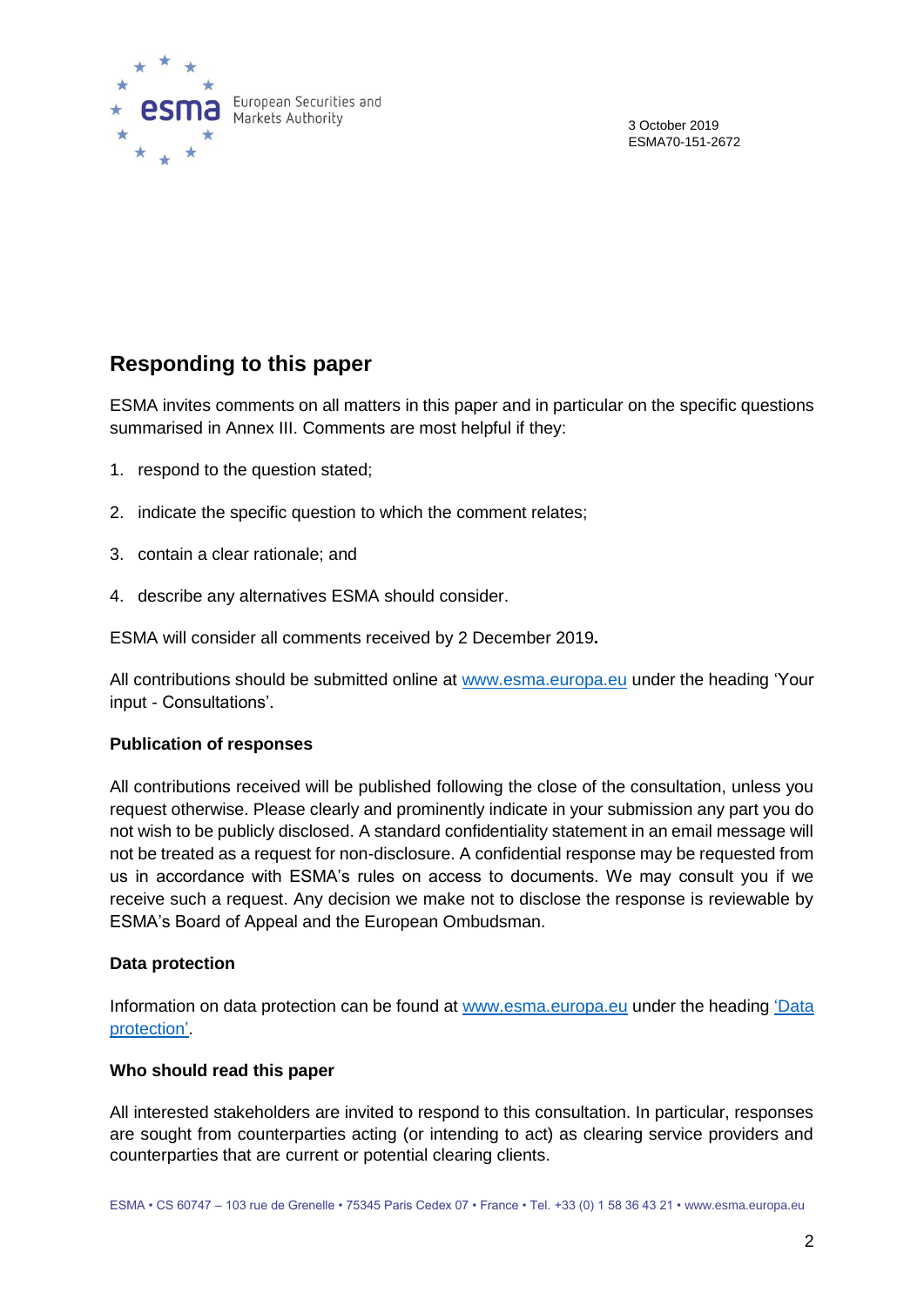3 October 2019
ESMA70-151-2672

## Responding to this paper

ESMA invites comments on all matters in this paper and in particular on the specific questions summarised in Annex III. Comments are most helpful if they:

1. respond to the question stated;
2. indicate the specific question to which the comment relates;
3. contain a clear rationale; and
4. describe any alternatives ESMA should consider.

ESMA will consider all comments received by 2 December 2019**.**

All contributions should be submitted online at [www.esma.europa.eu](www.esma.europa.eu) under the heading 'Your input - Consultations'.

**Publication of responses**

All contributions received will be published following the close of the consultation, unless you request otherwise. Please clearly and prominently indicate in your submission any part you do not wish to be publicly disclosed. A standard confidentiality statement in an email message will not be treated as a request for non-disclosure. A confidential response may be requested from us in accordance with ESMA's rules on access to documents. We may consult you if we receive such a request. Any decision we make not to disclose the response is reviewable by ESMA's Board of Appeal and the European Ombudsman.

**Data protection**

Information on data protection can be found at [www.esma.europa.eu](www.esma.europa.eu) under the heading ['Data protection'](#).

**Who should read this paper**

All interested stakeholders are invited to respond to this consultation. In particular, responses are sought from counterparties acting (or intending to act) as clearing service providers and counterparties that are current or potential clearing clients.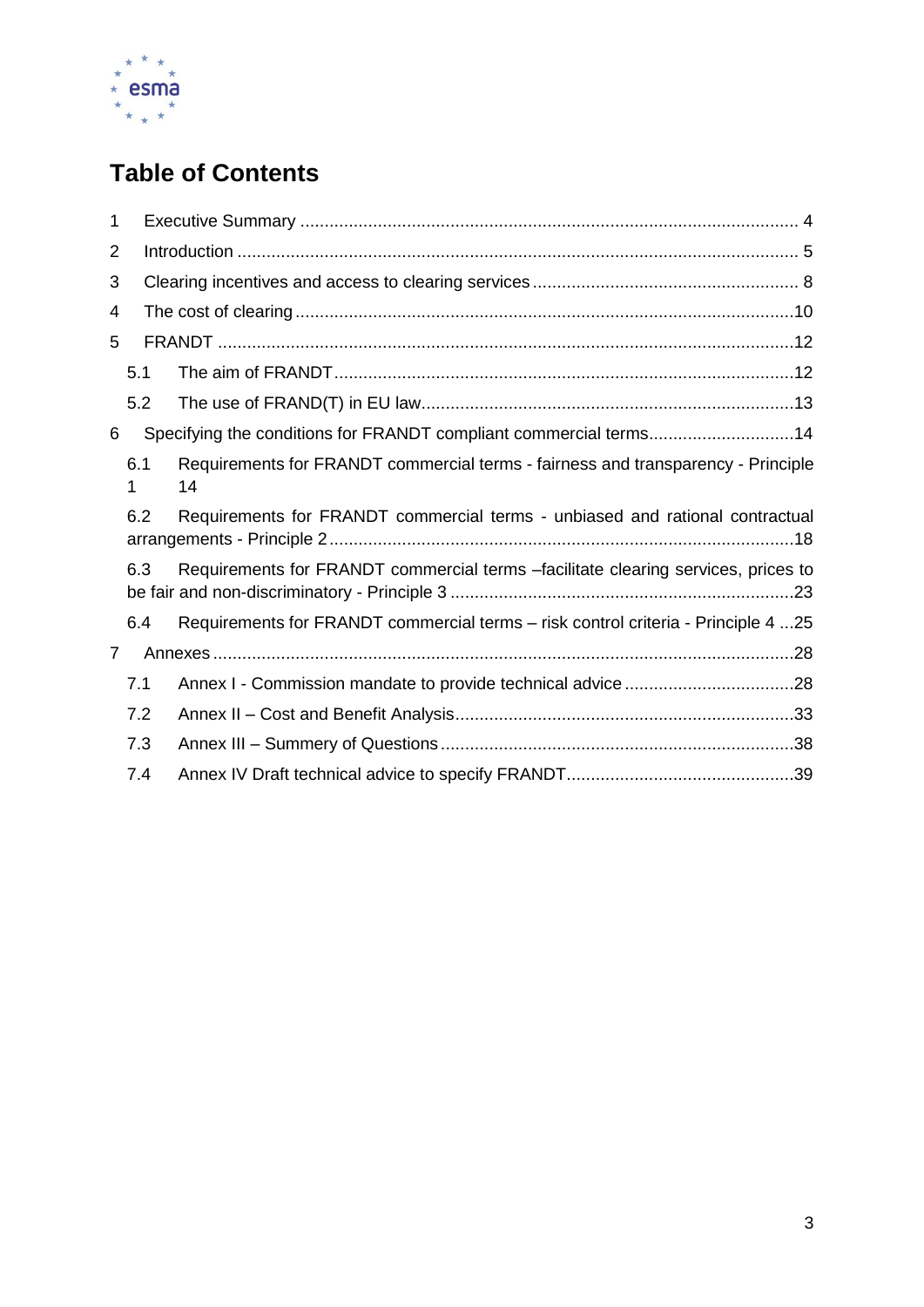# Table of Contents

1 Executive Summary ...................................................................................................... 4

2 Introduction .................................................................................................................... 5

3 Clearing incentives and access to clearing services ....................................................... 8

4 The cost of clearing ......................................................................................................10

5 FRANDT .......................................................................................................................12

5.1 The aim of FRANDT ...............................................................................................12

5.2 The use of FRAND(T) in EU law .............................................................................13

6 Specifying the conditions for FRANDT compliant commercial terms..............................14

6.1 Requirements for FRANDT commercial terms - fairness and transparency - Principle 1 14

6.2 Requirements for FRANDT commercial terms - unbiased and rational contractual arrangements - Principle 2 ................................................................................................18

6.3 Requirements for FRANDT commercial terms –facilitate clearing services, prices to be fair and non-discriminatory - Principle 3 .......................................................................23

6.4 Requirements for FRANDT commercial terms – risk control criteria - Principle 4 ...25

7 Annexes ........................................................................................................................28

7.1 Annex I - Commission mandate to provide technical advice ...................................28

7.2 Annex II – Cost and Benefit Analysis ......................................................................33

7.3 Annex III – Summery of Questions .........................................................................38

7.4 Annex IV Draft technical advice to specify FRANDT ...............................................39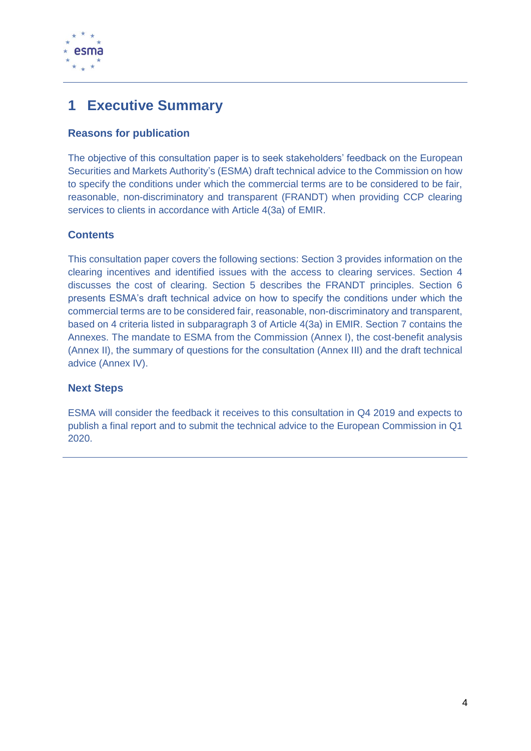# 1 Executive Summary

### Reasons for publication

The objective of this consultation paper is to seek stakeholders' feedback on the European Securities and Markets Authority's (ESMA) draft technical advice to the Commission on how to specify the conditions under which the commercial terms are to be considered to be fair, reasonable, non-discriminatory and transparent (FRANDT) when providing CCP clearing services to clients in accordance with Article 4(3a) of EMIR.

### Contents

This consultation paper covers the following sections: Section 3 provides information on the clearing incentives and identified issues with the access to clearing services. Section 4 discusses the cost of clearing. Section 5 describes the FRANDT principles. Section 6 presents ESMA's draft technical advice on how to specify the conditions under which the commercial terms are to be considered fair, reasonable, non-discriminatory and transparent, based on 4 criteria listed in subparagraph 3 of Article 4(3a) in EMIR. Section 7 contains the Annexes. The mandate to ESMA from the Commission (Annex I), the cost-benefit analysis (Annex II), the summary of questions for the consultation (Annex III) and the draft technical advice (Annex IV).

### Next Steps

ESMA will consider the feedback it receives to this consultation in Q4 2019 and expects to publish a final report and to submit the technical advice to the European Commission in Q1 2020.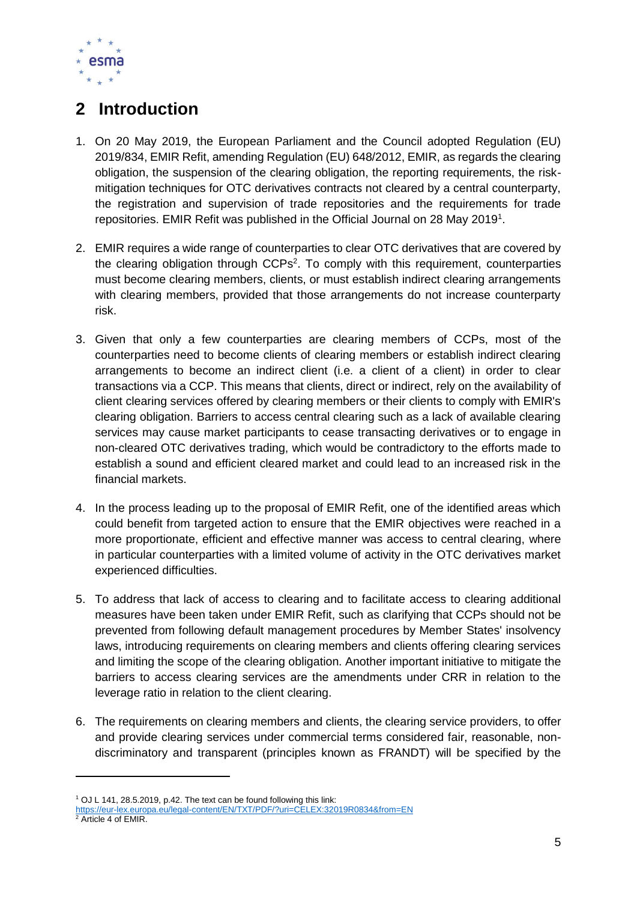## 2 Introduction

1. On 20 May 2019, the European Parliament and the Council adopted Regulation (EU) 2019/834, EMIR Refit, amending Regulation (EU) 648/2012, EMIR, as regards the clearing obligation, the suspension of the clearing obligation, the reporting requirements, the risk-mitigation techniques for OTC derivatives contracts not cleared by a central counterparty, the registration and supervision of trade repositories and the requirements for trade repositories. EMIR Refit was published in the Official Journal on 28 May 2019[1].

2. EMIR requires a wide range of counterparties to clear OTC derivatives that are covered by the clearing obligation through CCPs[2]. To comply with this requirement, counterparties must become clearing members, clients, or must establish indirect clearing arrangements with clearing members, provided that those arrangements do not increase counterparty risk.

3. Given that only a few counterparties are clearing members of CCPs, most of the counterparties need to become clients of clearing members or establish indirect clearing arrangements to become an indirect client (i.e. a client of a client) in order to clear transactions via a CCP. This means that clients, direct or indirect, rely on the availability of client clearing services offered by clearing members or their clients to comply with EMIR's clearing obligation. Barriers to access central clearing such as a lack of available clearing services may cause market participants to cease transacting derivatives or to engage in non-cleared OTC derivatives trading, which would be contradictory to the efforts made to establish a sound and efficient cleared market and could lead to an increased risk in the financial markets.

4. In the process leading up to the proposal of EMIR Refit, one of the identified areas which could benefit from targeted action to ensure that the EMIR objectives were reached in a more proportionate, efficient and effective manner was access to central clearing, where in particular counterparties with a limited volume of activity in the OTC derivatives market experienced difficulties.

5. To address that lack of access to clearing and to facilitate access to clearing additional measures have been taken under EMIR Refit, such as clarifying that CCPs should not be prevented from following default management procedures by Member States' insolvency laws, introducing requirements on clearing members and clients offering clearing services and limiting the scope of the clearing obligation. Another important initiative to mitigate the barriers to access clearing services are the amendments under CRR in relation to the leverage ratio in relation to the client clearing.

6. The requirements on clearing members and clients, the clearing service providers, to offer and provide clearing services under commercial terms considered fair, reasonable, non-discriminatory and transparent (principles known as FRANDT) will be specified by the

---

[1] OJ L 141, 28.5.2019, p.42. The text can be found following this link: https://eur-lex.europa.eu/legal-content/EN/TXT/PDF/?uri=CELEX:32019R0834&from=EN

[2] Article 4 of EMIR.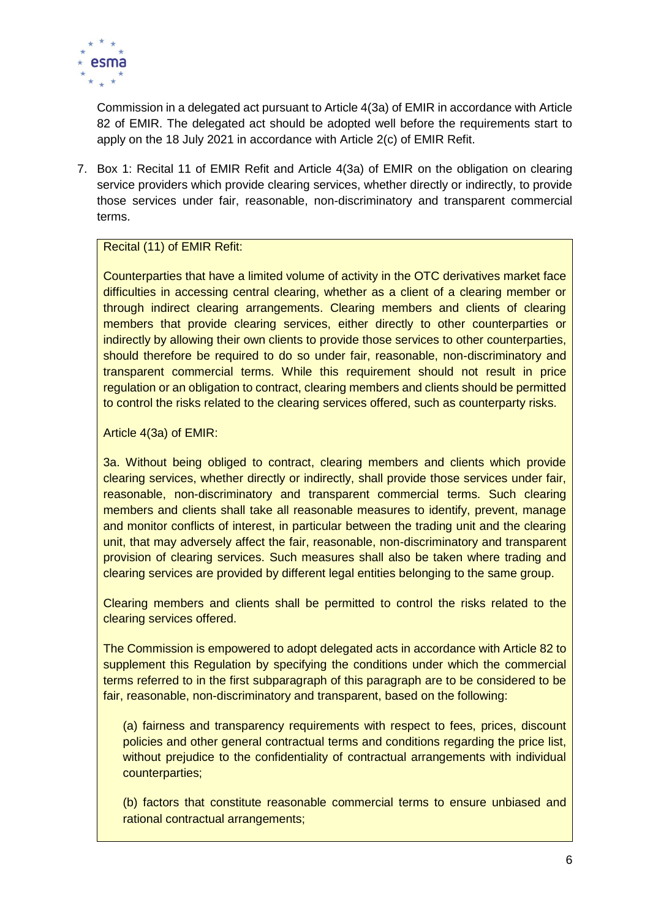Commission in a delegated act pursuant to Article 4(3a) of EMIR in accordance with Article 82 of EMIR. The delegated act should be adopted well before the requirements start to apply on the 18 July 2021 in accordance with Article 2(c) of EMIR Refit.

7. Box 1: Recital 11 of EMIR Refit and Article 4(3a) of EMIR on the obligation on clearing service providers which provide clearing services, whether directly or indirectly, to provide those services under fair, reasonable, non-discriminatory and transparent commercial terms.

> Recital (11) of EMIR Refit:
>
> Counterparties that have a limited volume of activity in the OTC derivatives market face difficulties in accessing central clearing, whether as a client of a clearing member or through indirect clearing arrangements. Clearing members and clients of clearing members that provide clearing services, either directly to other counterparties or indirectly by allowing their own clients to provide those services to other counterparties, should therefore be required to do so under fair, reasonable, non-discriminatory and transparent commercial terms. While this requirement should not result in price regulation or an obligation to contract, clearing members and clients should be permitted to control the risks related to the clearing services offered, such as counterparty risks.
>
> Article 4(3a) of EMIR:
>
> 3a. Without being obliged to contract, clearing members and clients which provide clearing services, whether directly or indirectly, shall provide those services under fair, reasonable, non-discriminatory and transparent commercial terms. Such clearing members and clients shall take all reasonable measures to identify, prevent, manage and monitor conflicts of interest, in particular between the trading unit and the clearing unit, that may adversely affect the fair, reasonable, non-discriminatory and transparent provision of clearing services. Such measures shall also be taken where trading and clearing services are provided by different legal entities belonging to the same group.
>
> Clearing members and clients shall be permitted to control the risks related to the clearing services offered.
>
> The Commission is empowered to adopt delegated acts in accordance with Article 82 to supplement this Regulation by specifying the conditions under which the commercial terms referred to in the first subparagraph of this paragraph are to be considered to be fair, reasonable, non-discriminatory and transparent, based on the following:
>
> (a) fairness and transparency requirements with respect to fees, prices, discount policies and other general contractual terms and conditions regarding the price list, without prejudice to the confidentiality of contractual arrangements with individual counterparties;
>
> (b) factors that constitute reasonable commercial terms to ensure unbiased and rational contractual arrangements;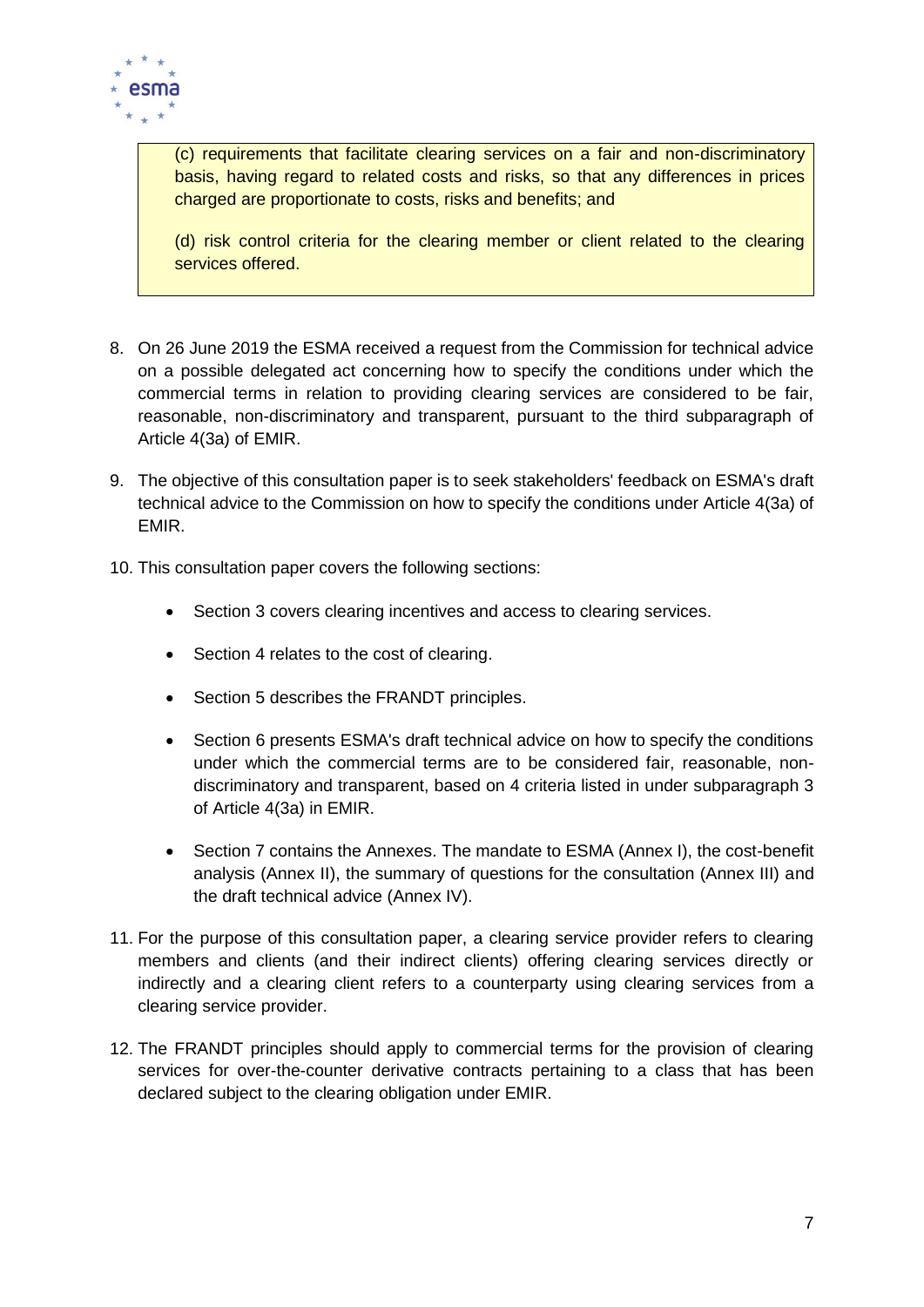> (c) requirements that facilitate clearing services on a fair and non-discriminatory basis, having regard to related costs and risks, so that any differences in prices charged are proportionate to costs, risks and benefits; and
>
> (d) risk control criteria for the clearing member or client related to the clearing services offered.

8. On 26 June 2019 the ESMA received a request from the Commission for technical advice on a possible delegated act concerning how to specify the conditions under which the commercial terms in relation to providing clearing services are considered to be fair, reasonable, non-discriminatory and transparent, pursuant to the third subparagraph of Article 4(3a) of EMIR.

9. The objective of this consultation paper is to seek stakeholders' feedback on ESMA's draft technical advice to the Commission on how to specify the conditions under Article 4(3a) of EMIR.

10. This consultation paper covers the following sections:

    - Section 3 covers clearing incentives and access to clearing services.

    - Section 4 relates to the cost of clearing.

    - Section 5 describes the FRANDT principles.

    - Section 6 presents ESMA's draft technical advice on how to specify the conditions under which the commercial terms are to be considered fair, reasonable, non-discriminatory and transparent, based on 4 criteria listed in under subparagraph 3 of Article 4(3a) in EMIR.

    - Section 7 contains the Annexes. The mandate to ESMA (Annex I), the cost-benefit analysis (Annex II), the summary of questions for the consultation (Annex III) and the draft technical advice (Annex IV).

11. For the purpose of this consultation paper, a clearing service provider refers to clearing members and clients (and their indirect clients) offering clearing services directly or indirectly and a clearing client refers to a counterparty using clearing services from a clearing service provider.

12. The FRANDT principles should apply to commercial terms for the provision of clearing services for over-the-counter derivative contracts pertaining to a class that has been declared subject to the clearing obligation under EMIR.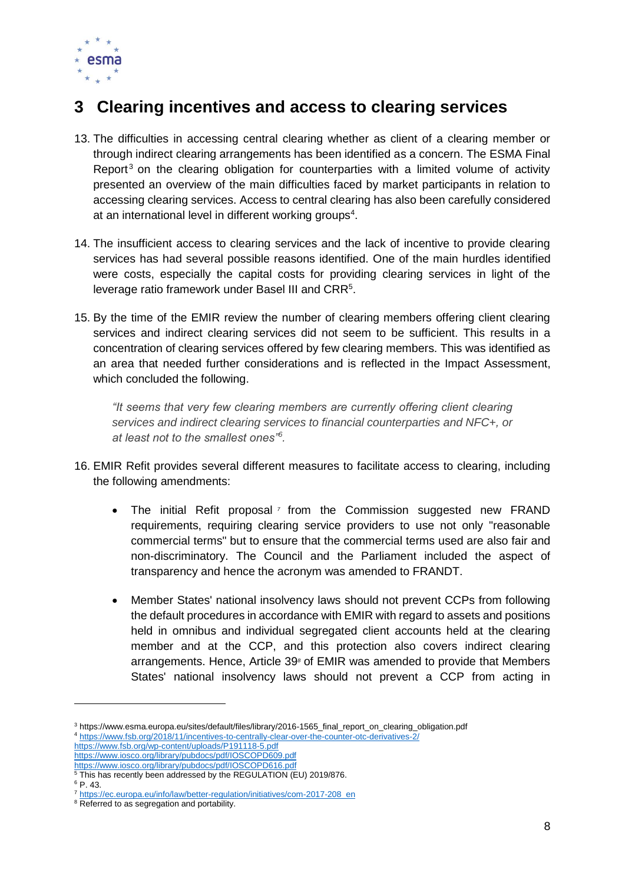# 3 Clearing incentives and access to clearing services

13. The difficulties in accessing central clearing whether as client of a clearing member or through indirect clearing arrangements has been identified as a concern. The ESMA Final Report[3] on the clearing obligation for counterparties with a limited volume of activity presented an overview of the main difficulties faced by market participants in relation to accessing clearing services. Access to central clearing has also been carefully considered at an international level in different working groups[4].

14. The insufficient access to clearing services and the lack of incentive to provide clearing services has had several possible reasons identified. One of the main hurdles identified were costs, especially the capital costs for providing clearing services in light of the leverage ratio framework under Basel III and CRR[5].

15. By the time of the EMIR review the number of clearing members offering client clearing services and indirect clearing services did not seem to be sufficient. This results in a concentration of clearing services offered by few clearing members. This was identified as an area that needed further considerations and is reflected in the Impact Assessment, which concluded the following.

> *"It seems that very few clearing members are currently offering client clearing services and indirect clearing services to financial counterparties and NFC+, or at least not to the smallest ones"[6].*

16. EMIR Refit provides several different measures to facilitate access to clearing, including the following amendments:

   - The initial Refit proposal [7] from the Commission suggested new FRAND requirements, requiring clearing service providers to use not only "reasonable commercial terms" but to ensure that the commercial terms used are also fair and non-discriminatory. The Council and the Parliament included the aspect of transparency and hence the acronym was amended to FRANDT.

   - Member States' national insolvency laws should not prevent CCPs from following the default procedures in accordance with EMIR with regard to assets and positions held in omnibus and individual segregated client accounts held at the clearing member and at the CCP, and this protection also covers indirect clearing arrangements. Hence, Article 39[8] of EMIR was amended to provide that Members States' national insolvency laws should not prevent a CCP from acting in

---

[3] https://www.esma.europa.eu/sites/default/files/library/2016-1565_final_report_on_clearing_obligation.pdf

[4] https://www.fsb.org/2018/11/incentives-to-centrally-clear-over-the-counter-otc-derivatives-2/
https://www.fsb.org/wp-content/uploads/P191118-5.pdf
https://www.iosco.org/library/pubdocs/pdf/IOSCOPD609.pdf
https://www.iosco.org/library/pubdocs/pdf/IOSCOPD616.pdf

[5] This has recently been addressed by the REGULATION (EU) 2019/876.

[6] P. 43.

[7] https://ec.europa.eu/info/law/better-regulation/initiatives/com-2017-208_en

[8] Referred to as segregation and portability.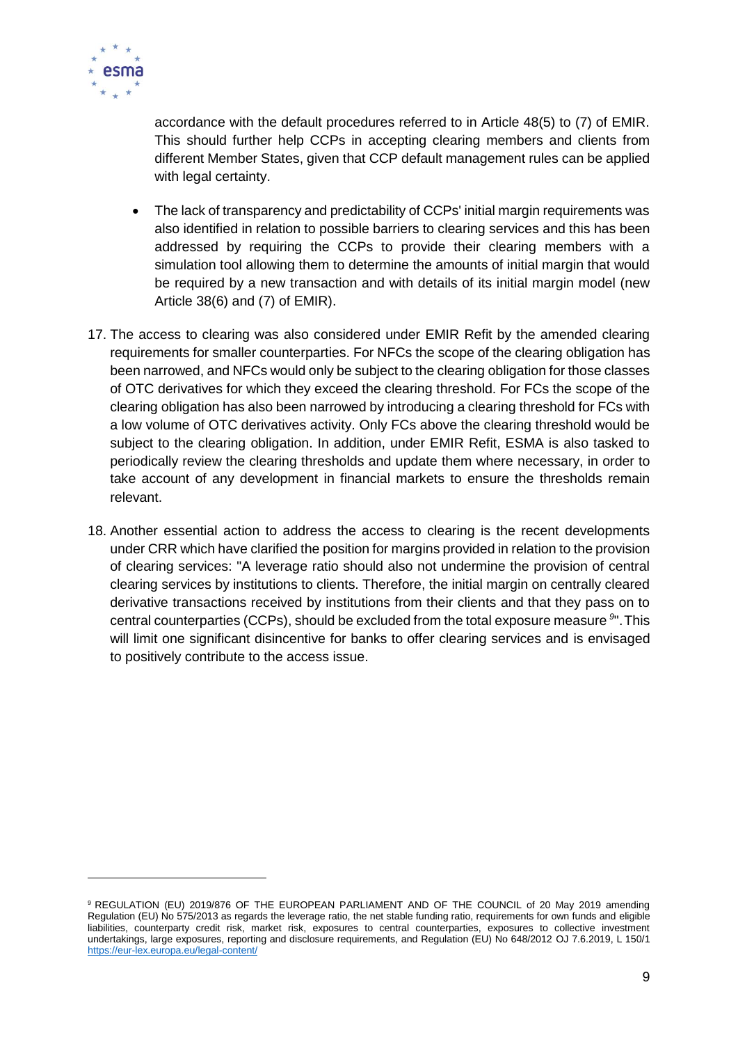accordance with the default procedures referred to in Article 48(5) to (7) of EMIR. This should further help CCPs in accepting clearing members and clients from different Member States, given that CCP default management rules can be applied with legal certainty.

- The lack of transparency and predictability of CCPs' initial margin requirements was also identified in relation to possible barriers to clearing services and this has been addressed by requiring the CCPs to provide their clearing members with a simulation tool allowing them to determine the amounts of initial margin that would be required by a new transaction and with details of its initial margin model (new Article 38(6) and (7) of EMIR).

17. The access to clearing was also considered under EMIR Refit by the amended clearing requirements for smaller counterparties. For NFCs the scope of the clearing obligation has been narrowed, and NFCs would only be subject to the clearing obligation for those classes of OTC derivatives for which they exceed the clearing threshold. For FCs the scope of the clearing obligation has also been narrowed by introducing a clearing threshold for FCs with a low volume of OTC derivatives activity. Only FCs above the clearing threshold would be subject to the clearing obligation. In addition, under EMIR Refit, ESMA is also tasked to periodically review the clearing thresholds and update them where necessary, in order to take account of any development in financial markets to ensure the thresholds remain relevant.

18. Another essential action to address the access to clearing is the recent developments under CRR which have clarified the position for margins provided in relation to the provision of clearing services: "A leverage ratio should also not undermine the provision of central clearing services by institutions to clients. Therefore, the initial margin on centrally cleared derivative transactions received by institutions from their clients and that they pass on to central counterparties (CCPs), should be excluded from the total exposure measure [9]". This will limit one significant disincentive for banks to offer clearing services and is envisaged to positively contribute to the access issue.

[9] REGULATION (EU) 2019/876 OF THE EUROPEAN PARLIAMENT AND OF THE COUNCIL of 20 May 2019 amending Regulation (EU) No 575/2013 as regards the leverage ratio, the net stable funding ratio, requirements for own funds and eligible liabilities, counterparty credit risk, market risk, exposures to central counterparties, exposures to collective investment undertakings, large exposures, reporting and disclosure requirements, and Regulation (EU) No 648/2012 OJ 7.6.2019, L 150/1 https://eur-lex.europa.eu/legal-content/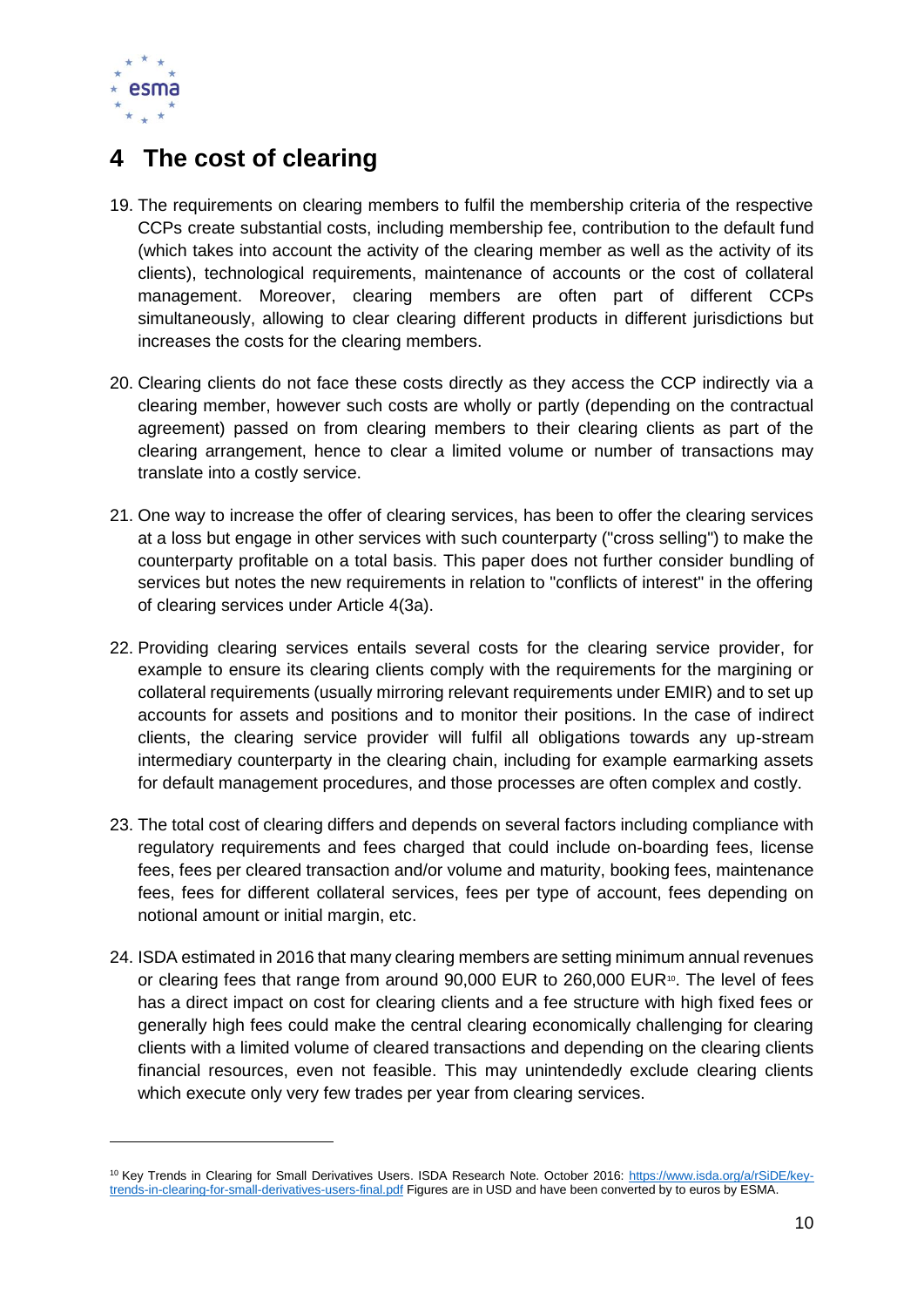# 4 The cost of clearing

19. The requirements on clearing members to fulfil the membership criteria of the respective CCPs create substantial costs, including membership fee, contribution to the default fund (which takes into account the activity of the clearing member as well as the activity of its clients), technological requirements, maintenance of accounts or the cost of collateral management. Moreover, clearing members are often part of different CCPs simultaneously, allowing to clear clearing different products in different jurisdictions but increases the costs for the clearing members.

20. Clearing clients do not face these costs directly as they access the CCP indirectly via a clearing member, however such costs are wholly or partly (depending on the contractual agreement) passed on from clearing members to their clearing clients as part of the clearing arrangement, hence to clear a limited volume or number of transactions may translate into a costly service.

21. One way to increase the offer of clearing services, has been to offer the clearing services at a loss but engage in other services with such counterparty ("cross selling") to make the counterparty profitable on a total basis. This paper does not further consider bundling of services but notes the new requirements in relation to "conflicts of interest" in the offering of clearing services under Article 4(3a).

22. Providing clearing services entails several costs for the clearing service provider, for example to ensure its clearing clients comply with the requirements for the margining or collateral requirements (usually mirroring relevant requirements under EMIR) and to set up accounts for assets and positions and to monitor their positions. In the case of indirect clients, the clearing service provider will fulfil all obligations towards any up-stream intermediary counterparty in the clearing chain, including for example earmarking assets for default management procedures, and those processes are often complex and costly.

23. The total cost of clearing differs and depends on several factors including compliance with regulatory requirements and fees charged that could include on-boarding fees, license fees, fees per cleared transaction and/or volume and maturity, booking fees, maintenance fees, fees for different collateral services, fees per type of account, fees depending on notional amount or initial margin, etc.

24. ISDA estimated in 2016 that many clearing members are setting minimum annual revenues or clearing fees that range from around 90,000 EUR to 260,000 EUR[10]. The level of fees has a direct impact on cost for clearing clients and a fee structure with high fixed fees or generally high fees could make the central clearing economically challenging for clearing clients with a limited volume of cleared transactions and depending on the clearing clients financial resources, even not feasible. This may unintendedly exclude clearing clients which execute only very few trades per year from clearing services.

---

[10] Key Trends in Clearing for Small Derivatives Users. ISDA Research Note. October 2016: https://www.isda.org/a/rSiDE/key-trends-in-clearing-for-small-derivatives-users-final.pdf Figures are in USD and have been converted by to euros by ESMA.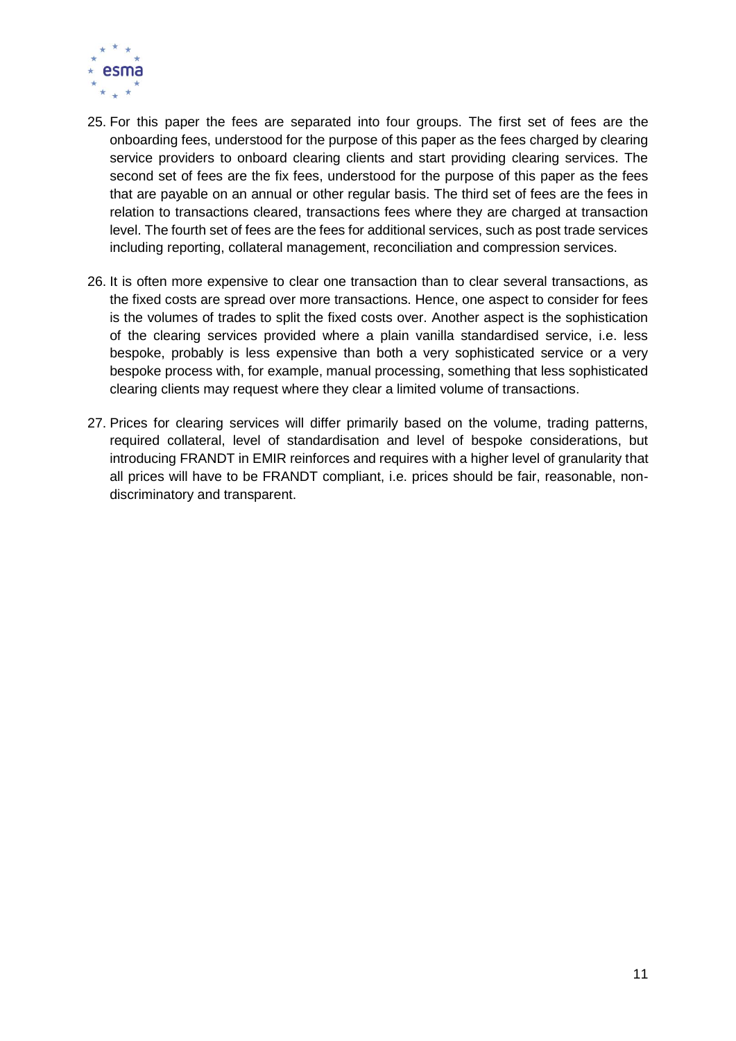25. For this paper the fees are separated into four groups. The first set of fees are the onboarding fees, understood for the purpose of this paper as the fees charged by clearing service providers to onboard clearing clients and start providing clearing services. The second set of fees are the fix fees, understood for the purpose of this paper as the fees that are payable on an annual or other regular basis. The third set of fees are the fees in relation to transactions cleared, transactions fees where they are charged at transaction level. The fourth set of fees are the fees for additional services, such as post trade services including reporting, collateral management, reconciliation and compression services.

26. It is often more expensive to clear one transaction than to clear several transactions, as the fixed costs are spread over more transactions. Hence, one aspect to consider for fees is the volumes of trades to split the fixed costs over. Another aspect is the sophistication of the clearing services provided where a plain vanilla standardised service, i.e. less bespoke, probably is less expensive than both a very sophisticated service or a very bespoke process with, for example, manual processing, something that less sophisticated clearing clients may request where they clear a limited volume of transactions.

27. Prices for clearing services will differ primarily based on the volume, trading patterns, required collateral, level of standardisation and level of bespoke considerations, but introducing FRANDT in EMIR reinforces and requires with a higher level of granularity that all prices will have to be FRANDT compliant, i.e. prices should be fair, reasonable, non-discriminatory and transparent.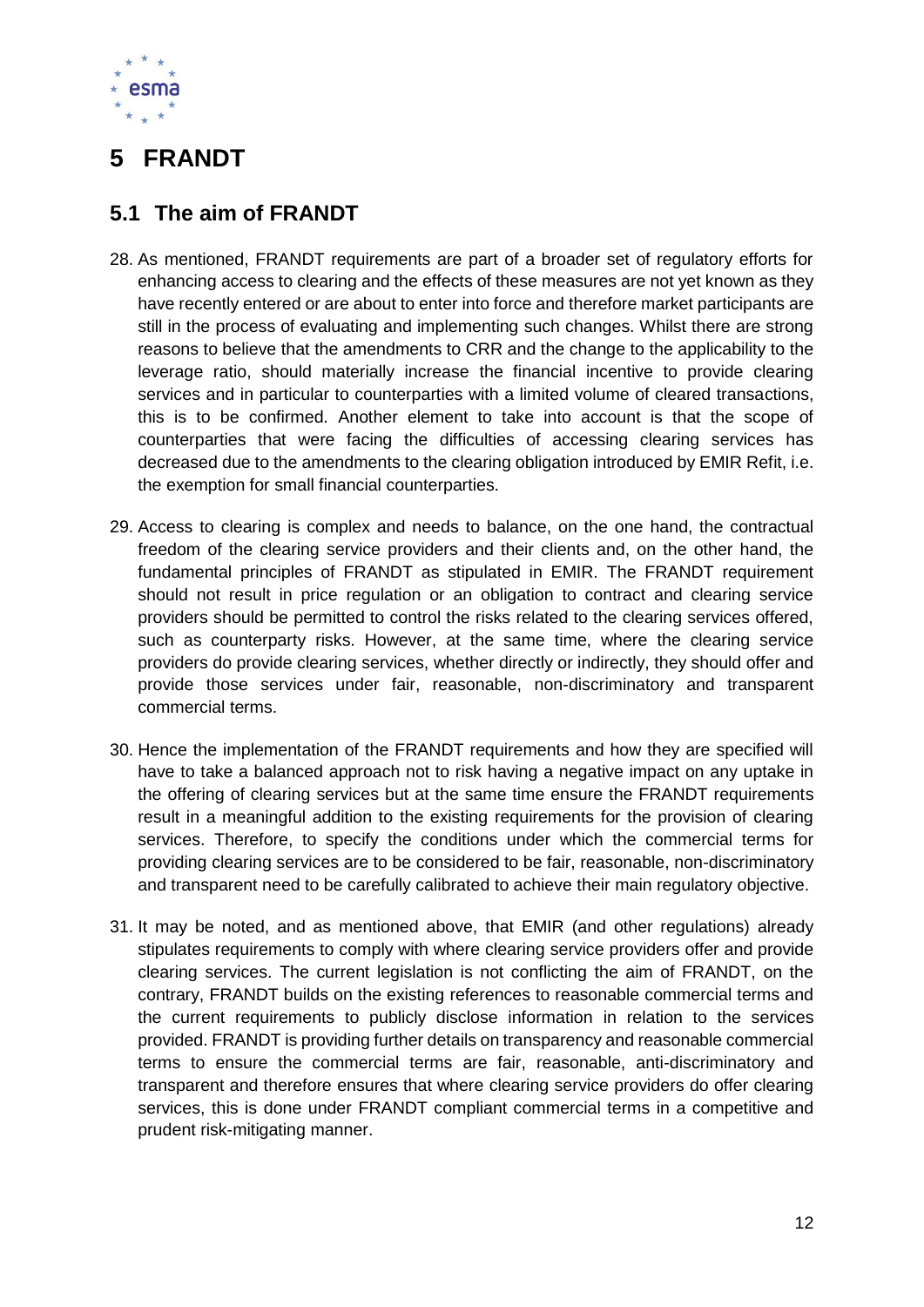# 5 FRANDT

## 5.1 The aim of FRANDT

28. As mentioned, FRANDT requirements are part of a broader set of regulatory efforts for enhancing access to clearing and the effects of these measures are not yet known as they have recently entered or are about to enter into force and therefore market participants are still in the process of evaluating and implementing such changes. Whilst there are strong reasons to believe that the amendments to CRR and the change to the applicability to the leverage ratio, should materially increase the financial incentive to provide clearing services and in particular to counterparties with a limited volume of cleared transactions, this is to be confirmed. Another element to take into account is that the scope of counterparties that were facing the difficulties of accessing clearing services has decreased due to the amendments to the clearing obligation introduced by EMIR Refit, i.e. the exemption for small financial counterparties.

29. Access to clearing is complex and needs to balance, on the one hand, the contractual freedom of the clearing service providers and their clients and, on the other hand, the fundamental principles of FRANDT as stipulated in EMIR. The FRANDT requirement should not result in price regulation or an obligation to contract and clearing service providers should be permitted to control the risks related to the clearing services offered, such as counterparty risks. However, at the same time, where the clearing service providers do provide clearing services, whether directly or indirectly, they should offer and provide those services under fair, reasonable, non-discriminatory and transparent commercial terms.

30. Hence the implementation of the FRANDT requirements and how they are specified will have to take a balanced approach not to risk having a negative impact on any uptake in the offering of clearing services but at the same time ensure the FRANDT requirements result in a meaningful addition to the existing requirements for the provision of clearing services. Therefore, to specify the conditions under which the commercial terms for providing clearing services are to be considered to be fair, reasonable, non-discriminatory and transparent need to be carefully calibrated to achieve their main regulatory objective.

31. It may be noted, and as mentioned above, that EMIR (and other regulations) already stipulates requirements to comply with where clearing service providers offer and provide clearing services. The current legislation is not conflicting the aim of FRANDT, on the contrary, FRANDT builds on the existing references to reasonable commercial terms and the current requirements to publicly disclose information in relation to the services provided. FRANDT is providing further details on transparency and reasonable commercial terms to ensure the commercial terms are fair, reasonable, anti-discriminatory and transparent and therefore ensures that where clearing service providers do offer clearing services, this is done under FRANDT compliant commercial terms in a competitive and prudent risk-mitigating manner.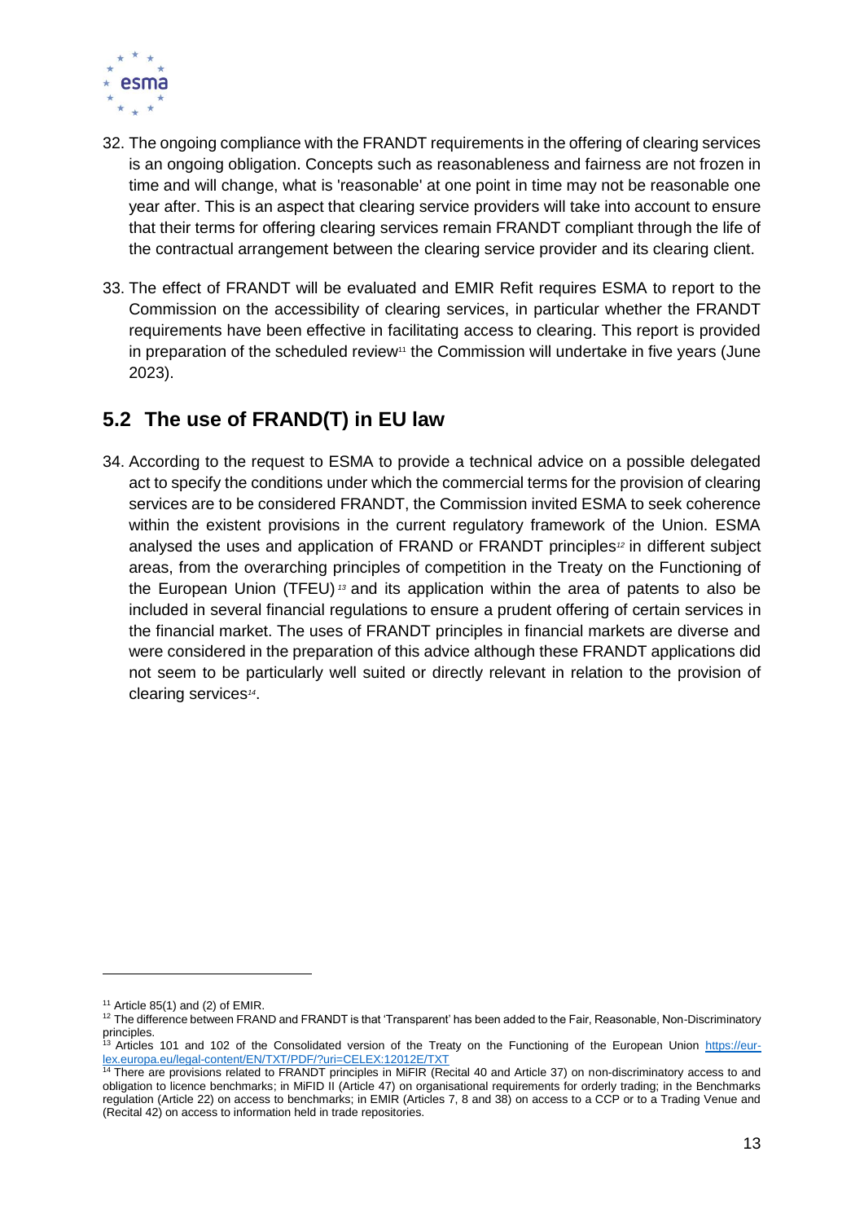32. The ongoing compliance with the FRANDT requirements in the offering of clearing services is an ongoing obligation. Concepts such as reasonableness and fairness are not frozen in time and will change, what is 'reasonable' at one point in time may not be reasonable one year after. This is an aspect that clearing service providers will take into account to ensure that their terms for offering clearing services remain FRANDT compliant through the life of the contractual arrangement between the clearing service provider and its clearing client.

33. The effect of FRANDT will be evaluated and EMIR Refit requires ESMA to report to the Commission on the accessibility of clearing services, in particular whether the FRANDT requirements have been effective in facilitating access to clearing. This report is provided in preparation of the scheduled review[11] the Commission will undertake in five years (June 2023).

## 5.2 The use of FRAND(T) in EU law

34. According to the request to ESMA to provide a technical advice on a possible delegated act to specify the conditions under which the commercial terms for the provision of clearing services are to be considered FRANDT, the Commission invited ESMA to seek coherence within the existent provisions in the current regulatory framework of the Union. ESMA analysed the uses and application of FRAND or FRANDT principles[12] in different subject areas, from the overarching principles of competition in the Treaty on the Functioning of the European Union (TFEU)[13] and its application within the area of patents to also be included in several financial regulations to ensure a prudent offering of certain services in the financial market. The uses of FRANDT principles in financial markets are diverse and were considered in the preparation of this advice although these FRANDT applications did not seem to be particularly well suited or directly relevant in relation to the provision of clearing services[14].

---

[11] Article 85(1) and (2) of EMIR.

[12] The difference between FRAND and FRANDT is that 'Transparent' has been added to the Fair, Reasonable, Non-Discriminatory principles.

[13] Articles 101 and 102 of the Consolidated version of the Treaty on the Functioning of the European Union https://eur-lex.europa.eu/legal-content/EN/TXT/PDF/?uri=CELEX:12012E/TXT

[14] There are provisions related to FRANDT principles in MiFIR (Recital 40 and Article 37) on non-discriminatory access to and obligation to licence benchmarks; in MiFID II (Article 47) on organisational requirements for orderly trading; in the Benchmarks regulation (Article 22) on access to benchmarks; in EMIR (Articles 7, 8 and 38) on access to a CCP or to a Trading Venue and (Recital 42) on access to information held in trade repositories.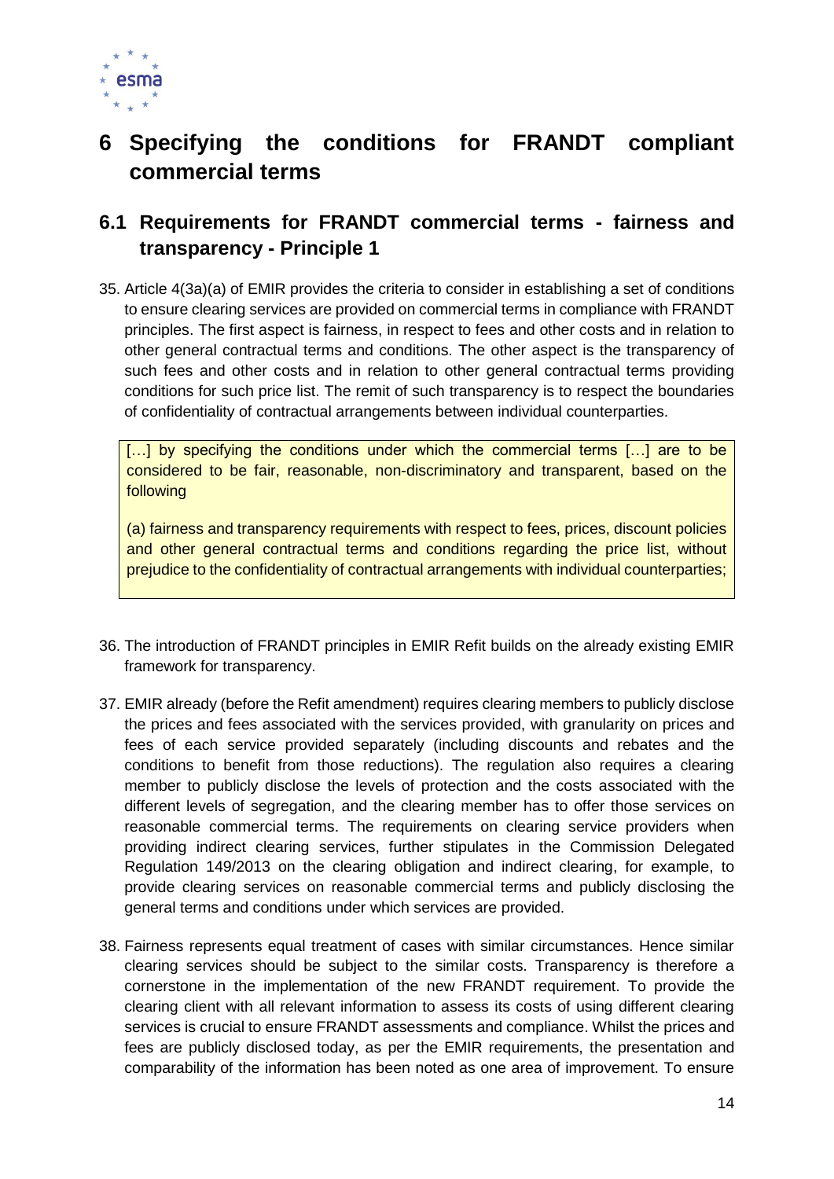# 6 Specifying the conditions for FRANDT compliant commercial terms

## 6.1 Requirements for FRANDT commercial terms - fairness and transparency - Principle 1

35. Article 4(3a)(a) of EMIR provides the criteria to consider in establishing a set of conditions to ensure clearing services are provided on commercial terms in compliance with FRANDT principles. The first aspect is fairness, in respect to fees and other costs and in relation to other general contractual terms and conditions. The other aspect is the transparency of such fees and other costs and in relation to other general contractual terms providing conditions for such price list. The remit of such transparency is to respect the boundaries of confidentiality of contractual arrangements between individual counterparties.

> […] by specifying the conditions under which the commercial terms […] are to be considered to be fair, reasonable, non-discriminatory and transparent, based on the following
>
> (a) fairness and transparency requirements with respect to fees, prices, discount policies and other general contractual terms and conditions regarding the price list, without prejudice to the confidentiality of contractual arrangements with individual counterparties;

36. The introduction of FRANDT principles in EMIR Refit builds on the already existing EMIR framework for transparency.

37. EMIR already (before the Refit amendment) requires clearing members to publicly disclose the prices and fees associated with the services provided, with granularity on prices and fees of each service provided separately (including discounts and rebates and the conditions to benefit from those reductions). The regulation also requires a clearing member to publicly disclose the levels of protection and the costs associated with the different levels of segregation, and the clearing member has to offer those services on reasonable commercial terms. The requirements on clearing service providers when providing indirect clearing services, further stipulates in the Commission Delegated Regulation 149/2013 on the clearing obligation and indirect clearing, for example, to provide clearing services on reasonable commercial terms and publicly disclosing the general terms and conditions under which services are provided.

38. Fairness represents equal treatment of cases with similar circumstances. Hence similar clearing services should be subject to the similar costs. Transparency is therefore a cornerstone in the implementation of the new FRANDT requirement. To provide the clearing client with all relevant information to assess its costs of using different clearing services is crucial to ensure FRANDT assessments and compliance. Whilst the prices and fees are publicly disclosed today, as per the EMIR requirements, the presentation and comparability of the information has been noted as one area of improvement. To ensure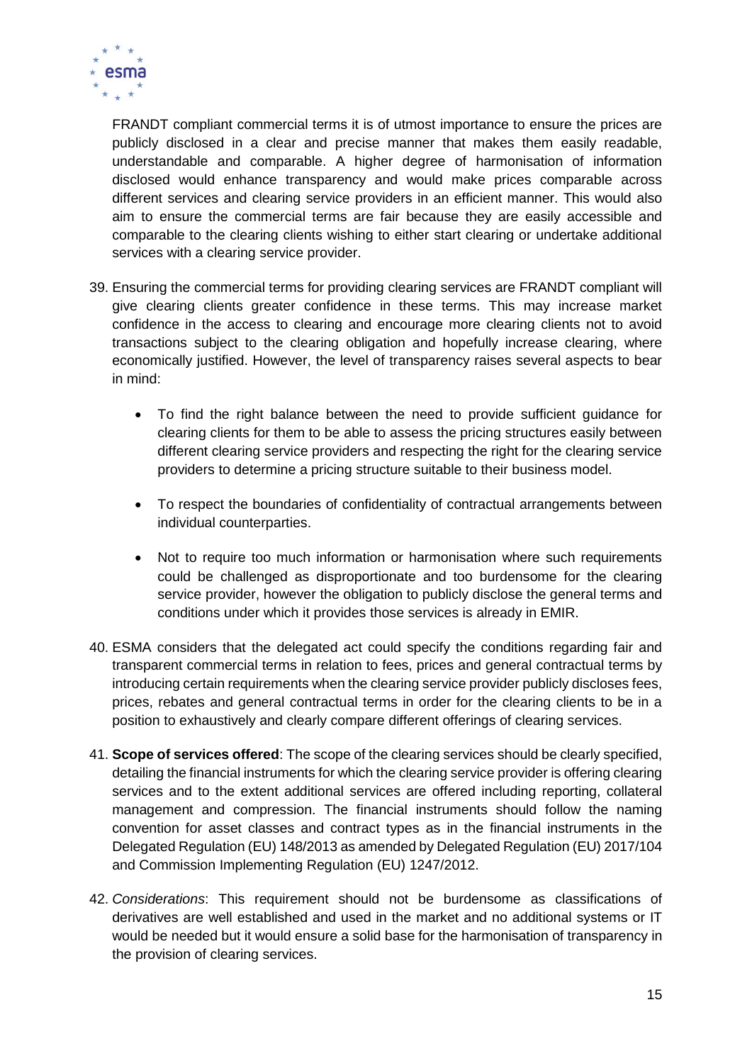FRANDT compliant commercial terms it is of utmost importance to ensure the prices are publicly disclosed in a clear and precise manner that makes them easily readable, understandable and comparable. A higher degree of harmonisation of information disclosed would enhance transparency and would make prices comparable across different services and clearing service providers in an efficient manner. This would also aim to ensure the commercial terms are fair because they are easily accessible and comparable to the clearing clients wishing to either start clearing or undertake additional services with a clearing service provider.

39. Ensuring the commercial terms for providing clearing services are FRANDT compliant will give clearing clients greater confidence in these terms. This may increase market confidence in the access to clearing and encourage more clearing clients not to avoid transactions subject to the clearing obligation and hopefully increase clearing, where economically justified. However, the level of transparency raises several aspects to bear in mind:

    - To find the right balance between the need to provide sufficient guidance for clearing clients for them to be able to assess the pricing structures easily between different clearing service providers and respecting the right for the clearing service providers to determine a pricing structure suitable to their business model.

    - To respect the boundaries of confidentiality of contractual arrangements between individual counterparties.

    - Not to require too much information or harmonisation where such requirements could be challenged as disproportionate and too burdensome for the clearing service provider, however the obligation to publicly disclose the general terms and conditions under which it provides those services is already in EMIR.

40. ESMA considers that the delegated act could specify the conditions regarding fair and transparent commercial terms in relation to fees, prices and general contractual terms by introducing certain requirements when the clearing service provider publicly discloses fees, prices, rebates and general contractual terms in order for the clearing clients to be in a position to exhaustively and clearly compare different offerings of clearing services.

41. **Scope of services offered**: The scope of the clearing services should be clearly specified, detailing the financial instruments for which the clearing service provider is offering clearing services and to the extent additional services are offered including reporting, collateral management and compression. The financial instruments should follow the naming convention for asset classes and contract types as in the financial instruments in the Delegated Regulation (EU) 148/2013 as amended by Delegated Regulation (EU) 2017/104 and Commission Implementing Regulation (EU) 1247/2012.

42. *Considerations*: This requirement should not be burdensome as classifications of derivatives are well established and used in the market and no additional systems or IT would be needed but it would ensure a solid base for the harmonisation of transparency in the provision of clearing services.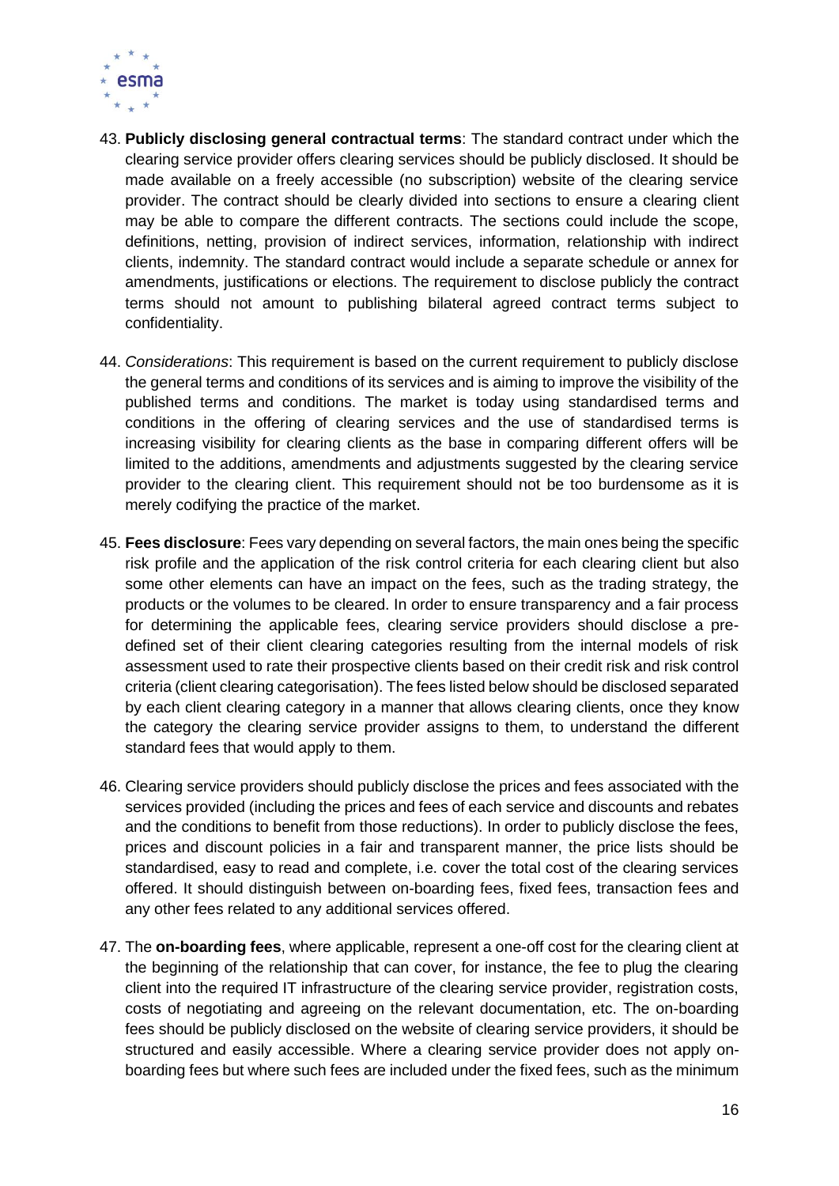43. **Publicly disclosing general contractual terms**: The standard contract under which the clearing service provider offers clearing services should be publicly disclosed. It should be made available on a freely accessible (no subscription) website of the clearing service provider. The contract should be clearly divided into sections to ensure a clearing client may be able to compare the different contracts. The sections could include the scope, definitions, netting, provision of indirect services, information, relationship with indirect clients, indemnity. The standard contract would include a separate schedule or annex for amendments, justifications or elections. The requirement to disclose publicly the contract terms should not amount to publishing bilateral agreed contract terms subject to confidentiality.

44. *Considerations*: This requirement is based on the current requirement to publicly disclose the general terms and conditions of its services and is aiming to improve the visibility of the published terms and conditions. The market is today using standardised terms and conditions in the offering of clearing services and the use of standardised terms is increasing visibility for clearing clients as the base in comparing different offers will be limited to the additions, amendments and adjustments suggested by the clearing service provider to the clearing client. This requirement should not be too burdensome as it is merely codifying the practice of the market.

45. **Fees disclosure**: Fees vary depending on several factors, the main ones being the specific risk profile and the application of the risk control criteria for each clearing client but also some other elements can have an impact on the fees, such as the trading strategy, the products or the volumes to be cleared. In order to ensure transparency and a fair process for determining the applicable fees, clearing service providers should disclose a pre-defined set of their client clearing categories resulting from the internal models of risk assessment used to rate their prospective clients based on their credit risk and risk control criteria (client clearing categorisation). The fees listed below should be disclosed separated by each client clearing category in a manner that allows clearing clients, once they know the category the clearing service provider assigns to them, to understand the different standard fees that would apply to them.

46. Clearing service providers should publicly disclose the prices and fees associated with the services provided (including the prices and fees of each service and discounts and rebates and the conditions to benefit from those reductions). In order to publicly disclose the fees, prices and discount policies in a fair and transparent manner, the price lists should be standardised, easy to read and complete, i.e. cover the total cost of the clearing services offered. It should distinguish between on-boarding fees, fixed fees, transaction fees and any other fees related to any additional services offered.

47. The **on-boarding fees**, where applicable, represent a one-off cost for the clearing client at the beginning of the relationship that can cover, for instance, the fee to plug the clearing client into the required IT infrastructure of the clearing service provider, registration costs, costs of negotiating and agreeing on the relevant documentation, etc. The on-boarding fees should be publicly disclosed on the website of clearing service providers, it should be structured and easily accessible. Where a clearing service provider does not apply on-boarding fees but where such fees are included under the fixed fees, such as the minimum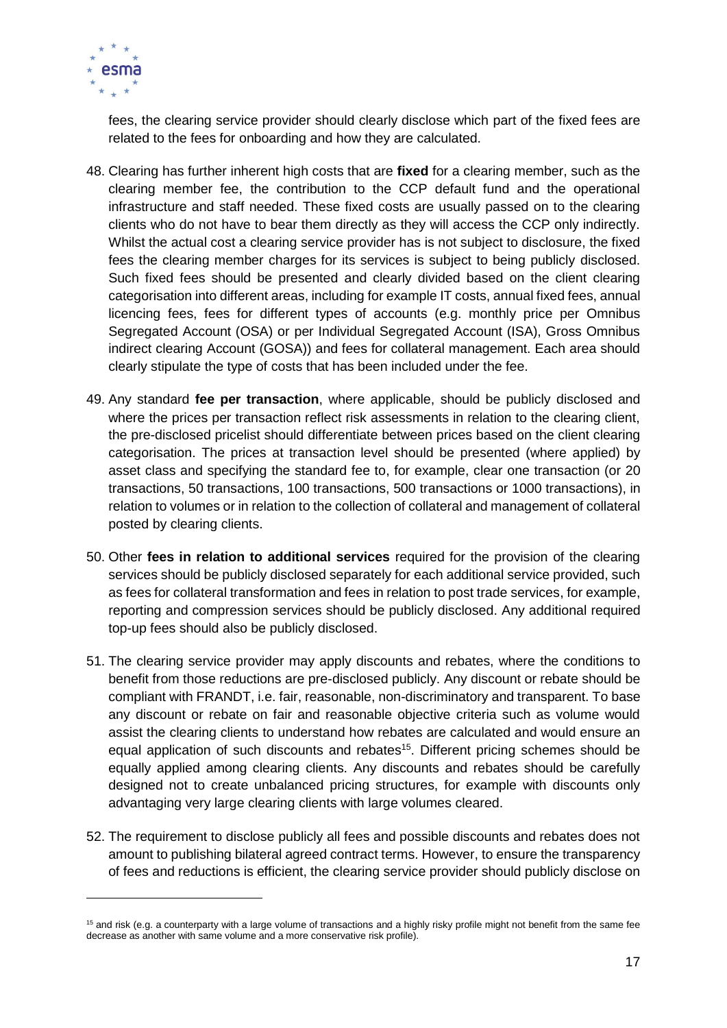fees, the clearing service provider should clearly disclose which part of the fixed fees are related to the fees for onboarding and how they are calculated.

48. Clearing has further inherent high costs that are **fixed** for a clearing member, such as the clearing member fee, the contribution to the CCP default fund and the operational infrastructure and staff needed. These fixed costs are usually passed on to the clearing clients who do not have to bear them directly as they will access the CCP only indirectly. Whilst the actual cost a clearing service provider has is not subject to disclosure, the fixed fees the clearing member charges for its services is subject to being publicly disclosed. Such fixed fees should be presented and clearly divided based on the client clearing categorisation into different areas, including for example IT costs, annual fixed fees, annual licencing fees, fees for different types of accounts (e.g. monthly price per Omnibus Segregated Account (OSA) or per Individual Segregated Account (ISA), Gross Omnibus indirect clearing Account (GOSA)) and fees for collateral management. Each area should clearly stipulate the type of costs that has been included under the fee.

49. Any standard **fee per transaction**, where applicable, should be publicly disclosed and where the prices per transaction reflect risk assessments in relation to the clearing client, the pre-disclosed pricelist should differentiate between prices based on the client clearing categorisation. The prices at transaction level should be presented (where applied) by asset class and specifying the standard fee to, for example, clear one transaction (or 20 transactions, 50 transactions, 100 transactions, 500 transactions or 1000 transactions), in relation to volumes or in relation to the collection of collateral and management of collateral posted by clearing clients.

50. Other **fees in relation to additional services** required for the provision of the clearing services should be publicly disclosed separately for each additional service provided, such as fees for collateral transformation and fees in relation to post trade services, for example, reporting and compression services should be publicly disclosed. Any additional required top-up fees should also be publicly disclosed.

51. The clearing service provider may apply discounts and rebates, where the conditions to benefit from those reductions are pre-disclosed publicly. Any discount or rebate should be compliant with FRANDT, i.e. fair, reasonable, non-discriminatory and transparent. To base any discount or rebate on fair and reasonable objective criteria such as volume would assist the clearing clients to understand how rebates are calculated and would ensure an equal application of such discounts and rebates[15]. Different pricing schemes should be equally applied among clearing clients. Any discounts and rebates should be carefully designed not to create unbalanced pricing structures, for example with discounts only advantaging very large clearing clients with large volumes cleared.

52. The requirement to disclose publicly all fees and possible discounts and rebates does not amount to publishing bilateral agreed contract terms. However, to ensure the transparency of fees and reductions is efficient, the clearing service provider should publicly disclose on

[15] and risk (e.g. a counterparty with a large volume of transactions and a highly risky profile might not benefit from the same fee decrease as another with same volume and a more conservative risk profile).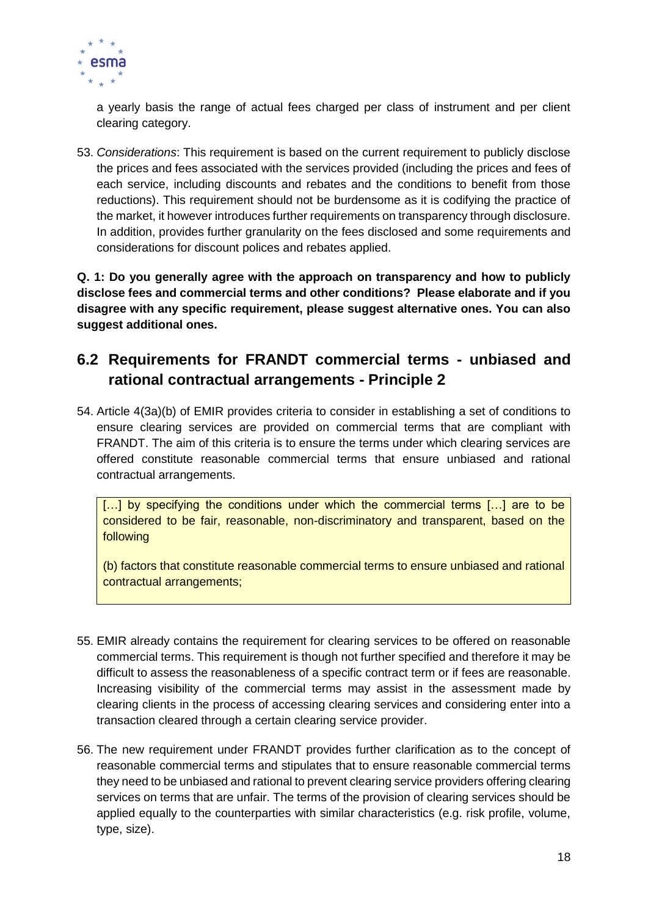a yearly basis the range of actual fees charged per class of instrument and per client clearing category.

53. *Considerations*: This requirement is based on the current requirement to publicly disclose the prices and fees associated with the services provided (including the prices and fees of each service, including discounts and rebates and the conditions to benefit from those reductions). This requirement should not be burdensome as it is codifying the practice of the market, it however introduces further requirements on transparency through disclosure. In addition, provides further granularity on the fees disclosed and some requirements and considerations for discount polices and rebates applied.

**Q. 1: Do you generally agree with the approach on transparency and how to publicly disclose fees and commercial terms and other conditions? Please elaborate and if you disagree with any specific requirement, please suggest alternative ones. You can also suggest additional ones.**

## 6.2 Requirements for FRANDT commercial terms - unbiased and rational contractual arrangements - Principle 2

54. Article 4(3a)(b) of EMIR provides criteria to consider in establishing a set of conditions to ensure clearing services are provided on commercial terms that are compliant with FRANDT. The aim of this criteria is to ensure the terms under which clearing services are offered constitute reasonable commercial terms that ensure unbiased and rational contractual arrangements.

> […] by specifying the conditions under which the commercial terms […] are to be considered to be fair, reasonable, non-discriminatory and transparent, based on the following
>
> (b) factors that constitute reasonable commercial terms to ensure unbiased and rational contractual arrangements;

55. EMIR already contains the requirement for clearing services to be offered on reasonable commercial terms. This requirement is though not further specified and therefore it may be difficult to assess the reasonableness of a specific contract term or if fees are reasonable. Increasing visibility of the commercial terms may assist in the assessment made by clearing clients in the process of accessing clearing services and considering enter into a transaction cleared through a certain clearing service provider.

56. The new requirement under FRANDT provides further clarification as to the concept of reasonable commercial terms and stipulates that to ensure reasonable commercial terms they need to be unbiased and rational to prevent clearing service providers offering clearing services on terms that are unfair. The terms of the provision of clearing services should be applied equally to the counterparties with similar characteristics (e.g. risk profile, volume, type, size).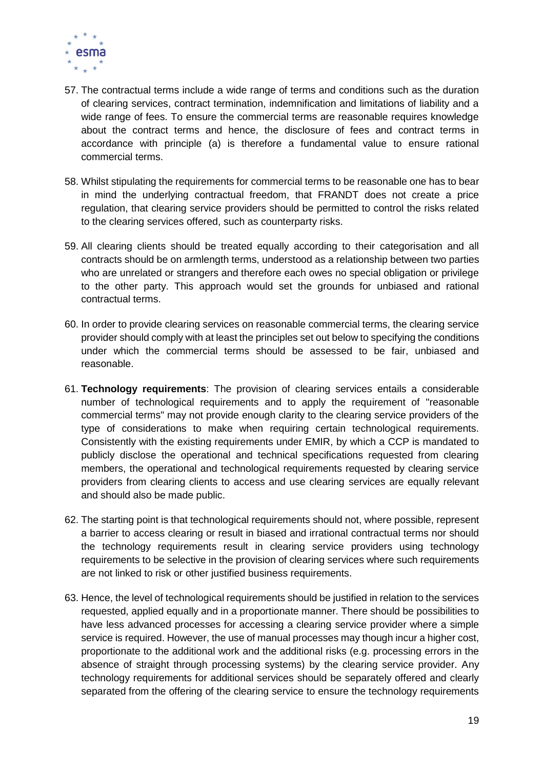57. The contractual terms include a wide range of terms and conditions such as the duration of clearing services, contract termination, indemnification and limitations of liability and a wide range of fees. To ensure the commercial terms are reasonable requires knowledge about the contract terms and hence, the disclosure of fees and contract terms in accordance with principle (a) is therefore a fundamental value to ensure rational commercial terms.

58. Whilst stipulating the requirements for commercial terms to be reasonable one has to bear in mind the underlying contractual freedom, that FRANDT does not create a price regulation, that clearing service providers should be permitted to control the risks related to the clearing services offered, such as counterparty risks.

59. All clearing clients should be treated equally according to their categorisation and all contracts should be on armlength terms, understood as a relationship between two parties who are unrelated or strangers and therefore each owes no special obligation or privilege to the other party. This approach would set the grounds for unbiased and rational contractual terms.

60. In order to provide clearing services on reasonable commercial terms, the clearing service provider should comply with at least the principles set out below to specifying the conditions under which the commercial terms should be assessed to be fair, unbiased and reasonable.

61. **Technology requirements**: The provision of clearing services entails a considerable number of technological requirements and to apply the requirement of "reasonable commercial terms" may not provide enough clarity to the clearing service providers of the type of considerations to make when requiring certain technological requirements. Consistently with the existing requirements under EMIR, by which a CCP is mandated to publicly disclose the operational and technical specifications requested from clearing members, the operational and technological requirements requested by clearing service providers from clearing clients to access and use clearing services are equally relevant and should also be made public.

62. The starting point is that technological requirements should not, where possible, represent a barrier to access clearing or result in biased and irrational contractual terms nor should the technology requirements result in clearing service providers using technology requirements to be selective in the provision of clearing services where such requirements are not linked to risk or other justified business requirements.

63. Hence, the level of technological requirements should be justified in relation to the services requested, applied equally and in a proportionate manner. There should be possibilities to have less advanced processes for accessing a clearing service provider where a simple service is required. However, the use of manual processes may though incur a higher cost, proportionate to the additional work and the additional risks (e.g. processing errors in the absence of straight through processing systems) by the clearing service provider. Any technology requirements for additional services should be separately offered and clearly separated from the offering of the clearing service to ensure the technology requirements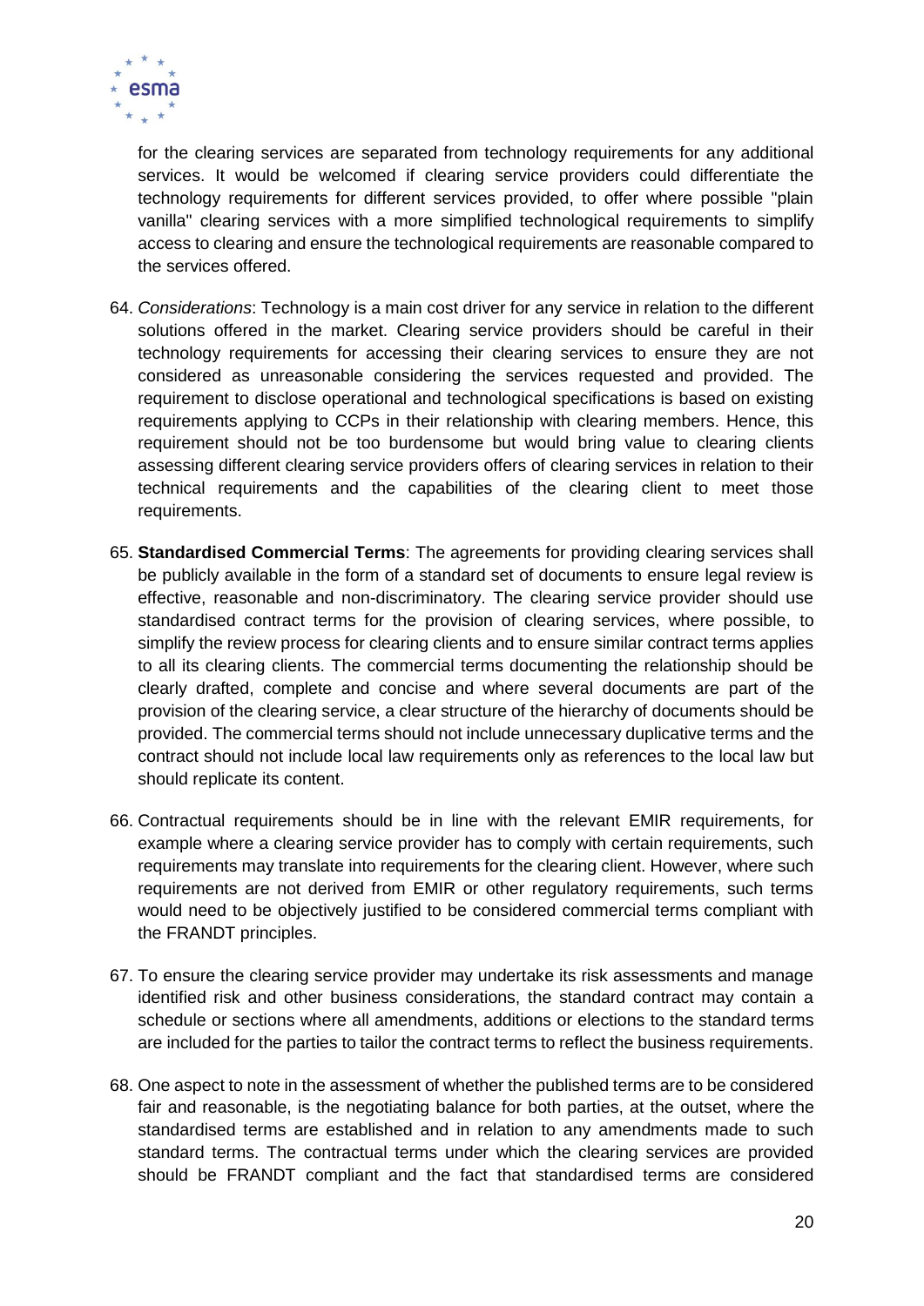for the clearing services are separated from technology requirements for any additional services. It would be welcomed if clearing service providers could differentiate the technology requirements for different services provided, to offer where possible "plain vanilla" clearing services with a more simplified technological requirements to simplify access to clearing and ensure the technological requirements are reasonable compared to the services offered.

64. *Considerations*: Technology is a main cost driver for any service in relation to the different solutions offered in the market. Clearing service providers should be careful in their technology requirements for accessing their clearing services to ensure they are not considered as unreasonable considering the services requested and provided. The requirement to disclose operational and technological specifications is based on existing requirements applying to CCPs in their relationship with clearing members. Hence, this requirement should not be too burdensome but would bring value to clearing clients assessing different clearing service providers offers of clearing services in relation to their technical requirements and the capabilities of the clearing client to meet those requirements.

65. **Standardised Commercial Terms**: The agreements for providing clearing services shall be publicly available in the form of a standard set of documents to ensure legal review is effective, reasonable and non-discriminatory. The clearing service provider should use standardised contract terms for the provision of clearing services, where possible, to simplify the review process for clearing clients and to ensure similar contract terms applies to all its clearing clients. The commercial terms documenting the relationship should be clearly drafted, complete and concise and where several documents are part of the provision of the clearing service, a clear structure of the hierarchy of documents should be provided. The commercial terms should not include unnecessary duplicative terms and the contract should not include local law requirements only as references to the local law but should replicate its content.

66. Contractual requirements should be in line with the relevant EMIR requirements, for example where a clearing service provider has to comply with certain requirements, such requirements may translate into requirements for the clearing client. However, where such requirements are not derived from EMIR or other regulatory requirements, such terms would need to be objectively justified to be considered commercial terms compliant with the FRANDT principles.

67. To ensure the clearing service provider may undertake its risk assessments and manage identified risk and other business considerations, the standard contract may contain a schedule or sections where all amendments, additions or elections to the standard terms are included for the parties to tailor the contract terms to reflect the business requirements.

68. One aspect to note in the assessment of whether the published terms are to be considered fair and reasonable, is the negotiating balance for both parties, at the outset, where the standardised terms are established and in relation to any amendments made to such standard terms. The contractual terms under which the clearing services are provided should be FRANDT compliant and the fact that standardised terms are considered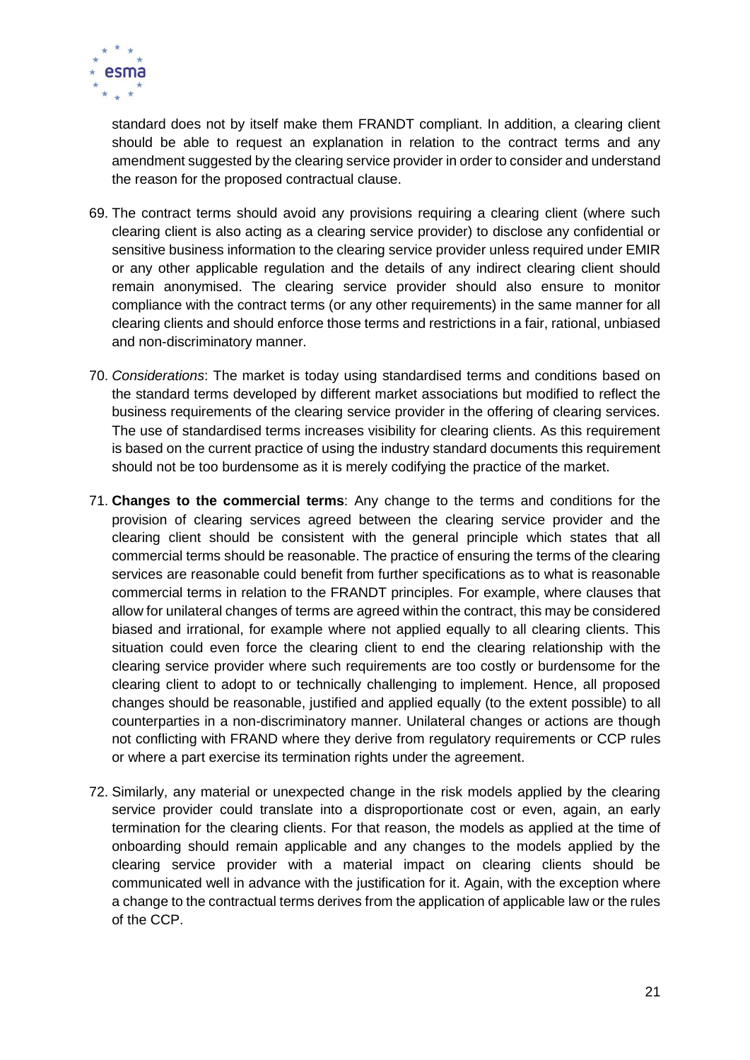standard does not by itself make them FRANDT compliant. In addition, a clearing client should be able to request an explanation in relation to the contract terms and any amendment suggested by the clearing service provider in order to consider and understand the reason for the proposed contractual clause.

69. The contract terms should avoid any provisions requiring a clearing client (where such clearing client is also acting as a clearing service provider) to disclose any confidential or sensitive business information to the clearing service provider unless required under EMIR or any other applicable regulation and the details of any indirect clearing client should remain anonymised. The clearing service provider should also ensure to monitor compliance with the contract terms (or any other requirements) in the same manner for all clearing clients and should enforce those terms and restrictions in a fair, rational, unbiased and non-discriminatory manner.

70. *Considerations*: The market is today using standardised terms and conditions based on the standard terms developed by different market associations but modified to reflect the business requirements of the clearing service provider in the offering of clearing services. The use of standardised terms increases visibility for clearing clients. As this requirement is based on the current practice of using the industry standard documents this requirement should not be too burdensome as it is merely codifying the practice of the market.

71. **Changes to the commercial terms**: Any change to the terms and conditions for the provision of clearing services agreed between the clearing service provider and the clearing client should be consistent with the general principle which states that all commercial terms should be reasonable. The practice of ensuring the terms of the clearing services are reasonable could benefit from further specifications as to what is reasonable commercial terms in relation to the FRANDT principles. For example, where clauses that allow for unilateral changes of terms are agreed within the contract, this may be considered biased and irrational, for example where not applied equally to all clearing clients. This situation could even force the clearing client to end the clearing relationship with the clearing service provider where such requirements are too costly or burdensome for the clearing client to adopt to or technically challenging to implement. Hence, all proposed changes should be reasonable, justified and applied equally (to the extent possible) to all counterparties in a non-discriminatory manner. Unilateral changes or actions are though not conflicting with FRAND where they derive from regulatory requirements or CCP rules or where a part exercise its termination rights under the agreement.

72. Similarly, any material or unexpected change in the risk models applied by the clearing service provider could translate into a disproportionate cost or even, again, an early termination for the clearing clients. For that reason, the models as applied at the time of onboarding should remain applicable and any changes to the models applied by the clearing service provider with a material impact on clearing clients should be communicated well in advance with the justification for it. Again, with the exception where a change to the contractual terms derives from the application of applicable law or the rules of the CCP.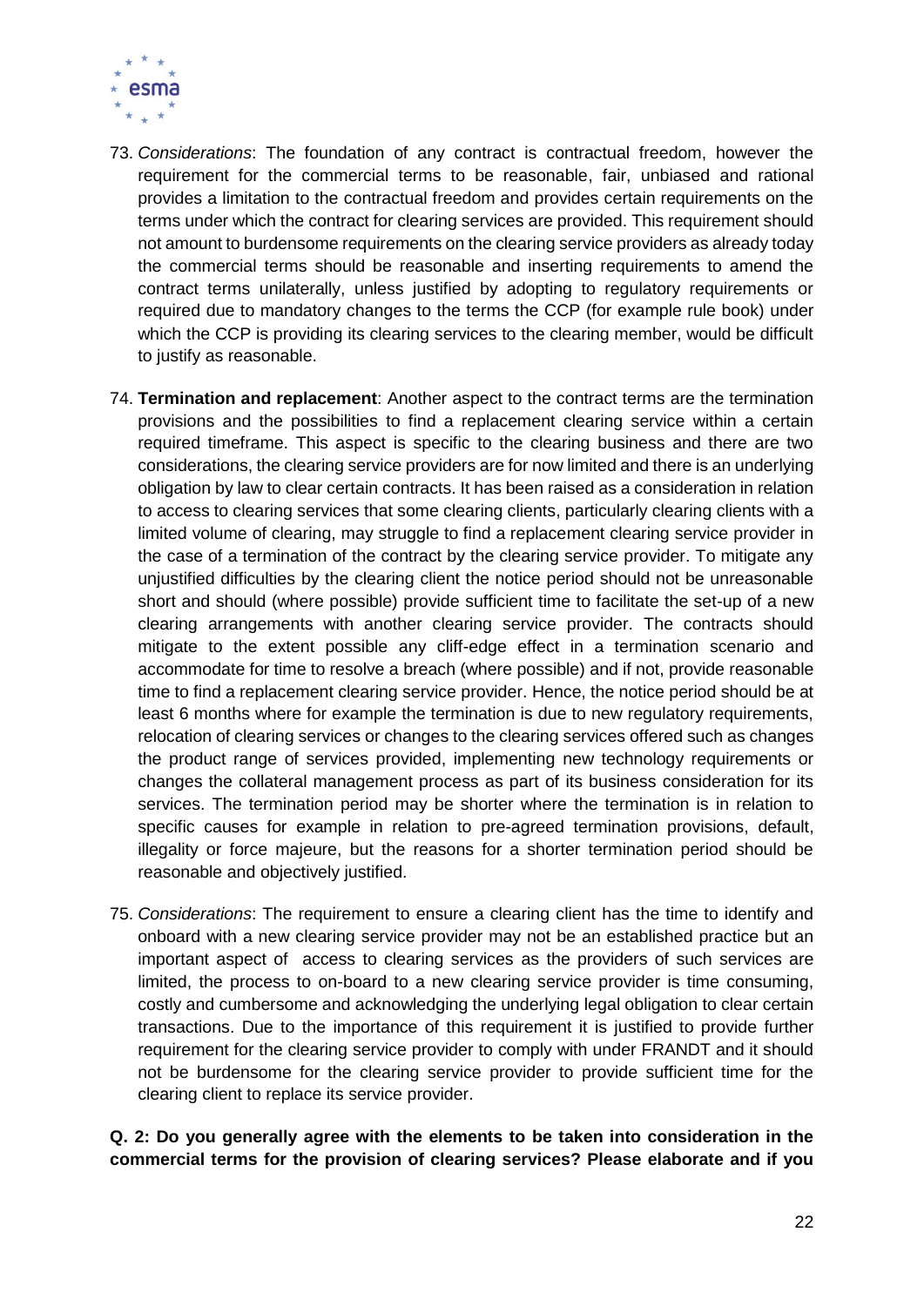73. *Considerations*: The foundation of any contract is contractual freedom, however the requirement for the commercial terms to be reasonable, fair, unbiased and rational provides a limitation to the contractual freedom and provides certain requirements on the terms under which the contract for clearing services are provided. This requirement should not amount to burdensome requirements on the clearing service providers as already today the commercial terms should be reasonable and inserting requirements to amend the contract terms unilaterally, unless justified by adopting to regulatory requirements or required due to mandatory changes to the terms the CCP (for example rule book) under which the CCP is providing its clearing services to the clearing member, would be difficult to justify as reasonable.

74. **Termination and replacement**: Another aspect to the contract terms are the termination provisions and the possibilities to find a replacement clearing service within a certain required timeframe. This aspect is specific to the clearing business and there are two considerations, the clearing service providers are for now limited and there is an underlying obligation by law to clear certain contracts. It has been raised as a consideration in relation to access to clearing services that some clearing clients, particularly clearing clients with a limited volume of clearing, may struggle to find a replacement clearing service provider in the case of a termination of the contract by the clearing service provider. To mitigate any unjustified difficulties by the clearing client the notice period should not be unreasonable short and should (where possible) provide sufficient time to facilitate the set-up of a new clearing arrangements with another clearing service provider. The contracts should mitigate to the extent possible any cliff-edge effect in a termination scenario and accommodate for time to resolve a breach (where possible) and if not, provide reasonable time to find a replacement clearing service provider. Hence, the notice period should be at least 6 months where for example the termination is due to new regulatory requirements, relocation of clearing services or changes to the clearing services offered such as changes the product range of services provided, implementing new technology requirements or changes the collateral management process as part of its business consideration for its services. The termination period may be shorter where the termination is in relation to specific causes for example in relation to pre-agreed termination provisions, default, illegality or force majeure, but the reasons for a shorter termination period should be reasonable and objectively justified.

75. *Considerations*: The requirement to ensure a clearing client has the time to identify and onboard with a new clearing service provider may not be an established practice but an important aspect of access to clearing services as the providers of such services are limited, the process to on-board to a new clearing service provider is time consuming, costly and cumbersome and acknowledging the underlying legal obligation to clear certain transactions. Due to the importance of this requirement it is justified to provide further requirement for the clearing service provider to comply with under FRANDT and it should not be burdensome for the clearing service provider to provide sufficient time for the clearing client to replace its service provider.

**Q. 2: Do you generally agree with the elements to be taken into consideration in the commercial terms for the provision of clearing services? Please elaborate and if you**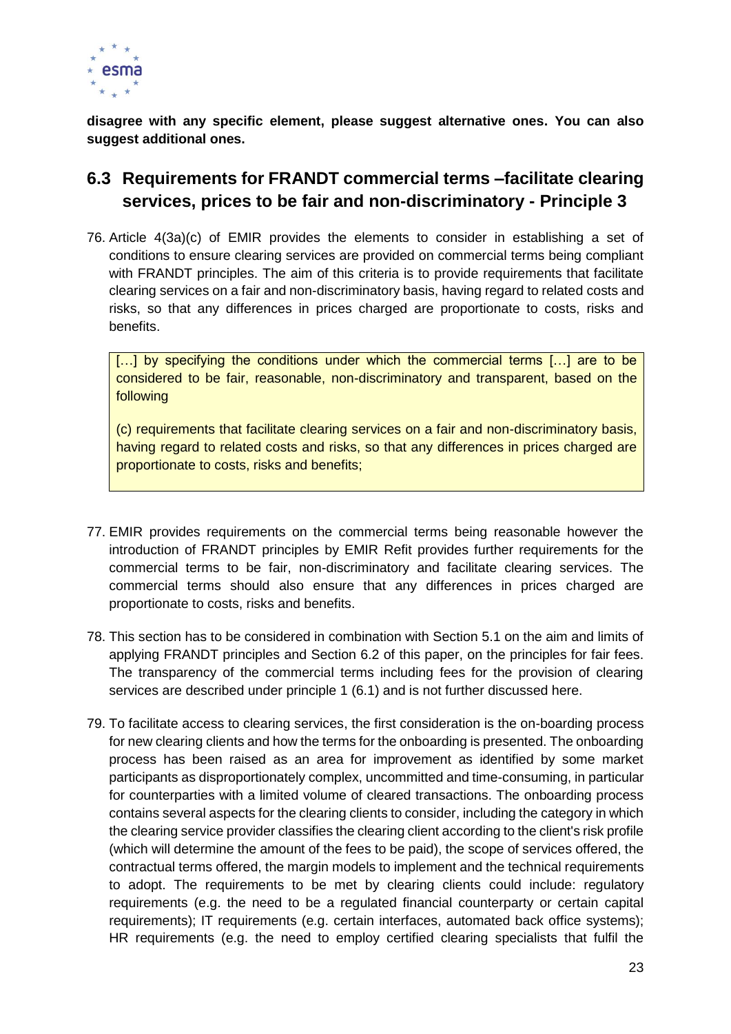**disagree with any specific element, please suggest alternative ones. You can also suggest additional ones.**

## 6.3 Requirements for FRANDT commercial terms –facilitate clearing services, prices to be fair and non-discriminatory - Principle 3

76. Article 4(3a)(c) of EMIR provides the elements to consider in establishing a set of conditions to ensure clearing services are provided on commercial terms being compliant with FRANDT principles. The aim of this criteria is to provide requirements that facilitate clearing services on a fair and non-discriminatory basis, having regard to related costs and risks, so that any differences in prices charged are proportionate to costs, risks and benefits.

> […] by specifying the conditions under which the commercial terms […] are to be considered to be fair, reasonable, non-discriminatory and transparent, based on the following
>
> (c) requirements that facilitate clearing services on a fair and non-discriminatory basis, having regard to related costs and risks, so that any differences in prices charged are proportionate to costs, risks and benefits;

77. EMIR provides requirements on the commercial terms being reasonable however the introduction of FRANDT principles by EMIR Refit provides further requirements for the commercial terms to be fair, non-discriminatory and facilitate clearing services. The commercial terms should also ensure that any differences in prices charged are proportionate to costs, risks and benefits.

78. This section has to be considered in combination with Section 5.1 on the aim and limits of applying FRANDT principles and Section 6.2 of this paper, on the principles for fair fees. The transparency of the commercial terms including fees for the provision of clearing services are described under principle 1 (6.1) and is not further discussed here.

79. To facilitate access to clearing services, the first consideration is the on-boarding process for new clearing clients and how the terms for the onboarding is presented. The onboarding process has been raised as an area for improvement as identified by some market participants as disproportionately complex, uncommitted and time-consuming, in particular for counterparties with a limited volume of cleared transactions. The onboarding process contains several aspects for the clearing clients to consider, including the category in which the clearing service provider classifies the clearing client according to the client's risk profile (which will determine the amount of the fees to be paid), the scope of services offered, the contractual terms offered, the margin models to implement and the technical requirements to adopt. The requirements to be met by clearing clients could include: regulatory requirements (e.g. the need to be a regulated financial counterparty or certain capital requirements); IT requirements (e.g. certain interfaces, automated back office systems); HR requirements (e.g. the need to employ certified clearing specialists that fulfil the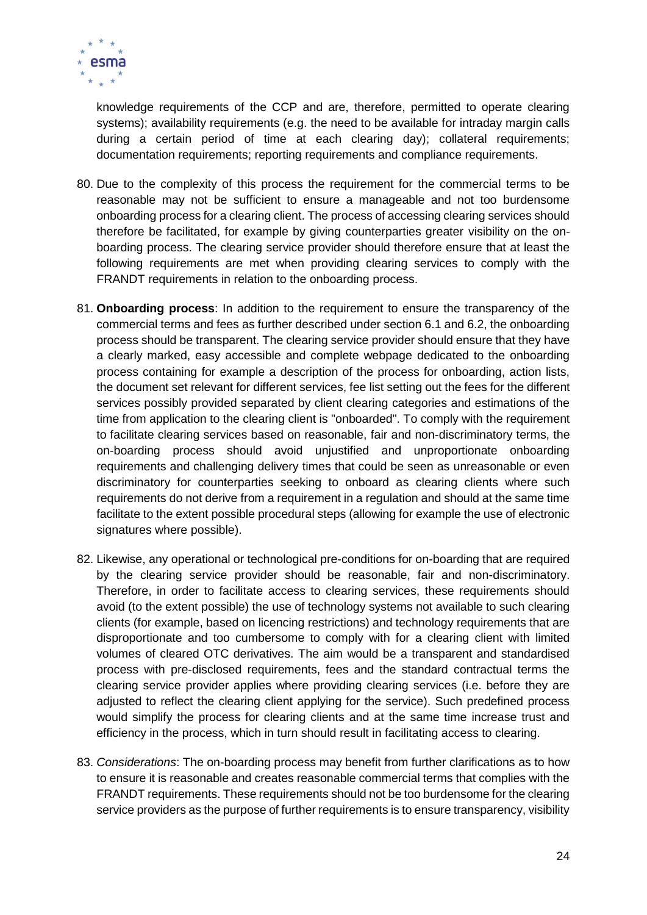knowledge requirements of the CCP and are, therefore, permitted to operate clearing systems); availability requirements (e.g. the need to be available for intraday margin calls during a certain period of time at each clearing day); collateral requirements; documentation requirements; reporting requirements and compliance requirements.

80. Due to the complexity of this process the requirement for the commercial terms to be reasonable may not be sufficient to ensure a manageable and not too burdensome onboarding process for a clearing client. The process of accessing clearing services should therefore be facilitated, for example by giving counterparties greater visibility on the on-boarding process. The clearing service provider should therefore ensure that at least the following requirements are met when providing clearing services to comply with the FRANDT requirements in relation to the onboarding process.

81. **Onboarding process**: In addition to the requirement to ensure the transparency of the commercial terms and fees as further described under section 6.1 and 6.2, the onboarding process should be transparent. The clearing service provider should ensure that they have a clearly marked, easy accessible and complete webpage dedicated to the onboarding process containing for example a description of the process for onboarding, action lists, the document set relevant for different services, fee list setting out the fees for the different services possibly provided separated by client clearing categories and estimations of the time from application to the clearing client is "onboarded". To comply with the requirement to facilitate clearing services based on reasonable, fair and non-discriminatory terms, the on-boarding process should avoid unjustified and unproportionate onboarding requirements and challenging delivery times that could be seen as unreasonable or even discriminatory for counterparties seeking to onboard as clearing clients where such requirements do not derive from a requirement in a regulation and should at the same time facilitate to the extent possible procedural steps (allowing for example the use of electronic signatures where possible).

82. Likewise, any operational or technological pre-conditions for on-boarding that are required by the clearing service provider should be reasonable, fair and non-discriminatory. Therefore, in order to facilitate access to clearing services, these requirements should avoid (to the extent possible) the use of technology systems not available to such clearing clients (for example, based on licencing restrictions) and technology requirements that are disproportionate and too cumbersome to comply with for a clearing client with limited volumes of cleared OTC derivatives. The aim would be a transparent and standardised process with pre-disclosed requirements, fees and the standard contractual terms the clearing service provider applies where providing clearing services (i.e. before they are adjusted to reflect the clearing client applying for the service). Such predefined process would simplify the process for clearing clients and at the same time increase trust and efficiency in the process, which in turn should result in facilitating access to clearing.

83. *Considerations*: The on-boarding process may benefit from further clarifications as to how to ensure it is reasonable and creates reasonable commercial terms that complies with the FRANDT requirements. These requirements should not be too burdensome for the clearing service providers as the purpose of further requirements is to ensure transparency, visibility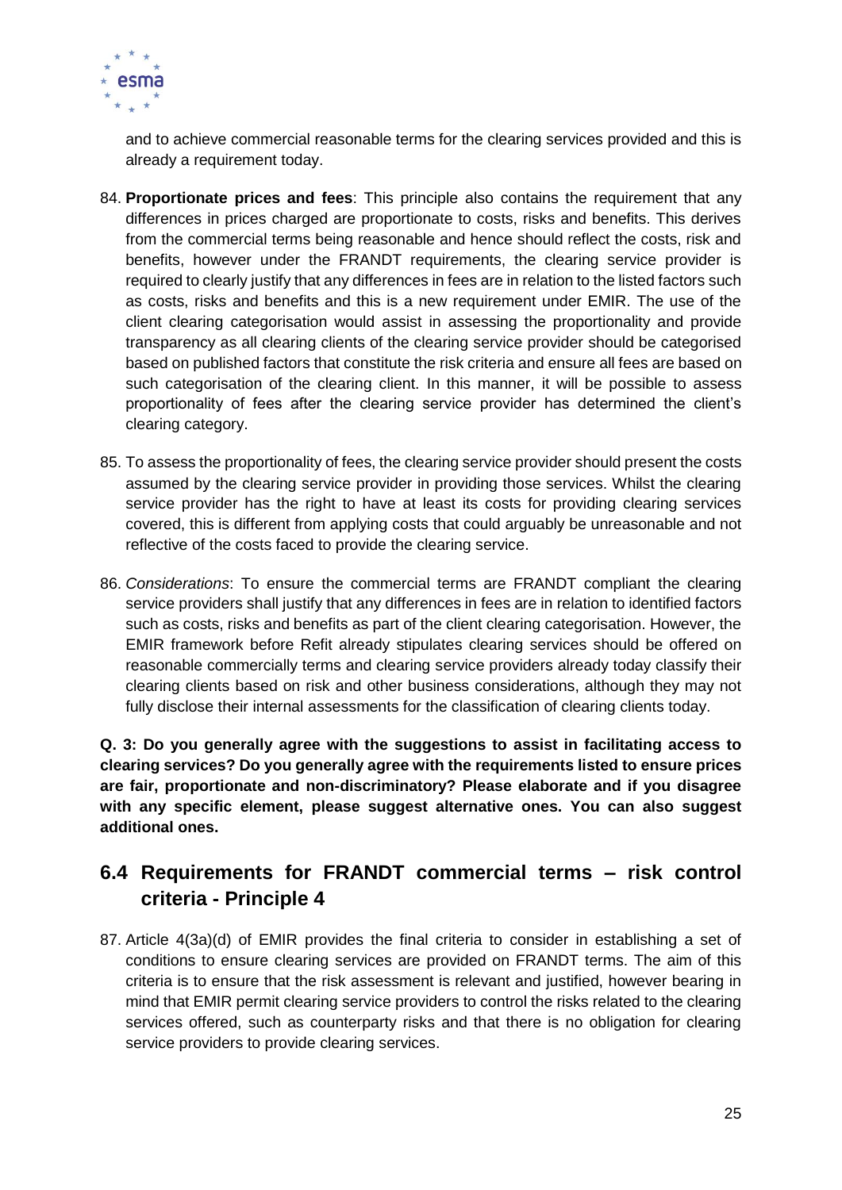and to achieve commercial reasonable terms for the clearing services provided and this is already a requirement today.

84. **Proportionate prices and fees**: This principle also contains the requirement that any differences in prices charged are proportionate to costs, risks and benefits. This derives from the commercial terms being reasonable and hence should reflect the costs, risk and benefits, however under the FRANDT requirements, the clearing service provider is required to clearly justify that any differences in fees are in relation to the listed factors such as costs, risks and benefits and this is a new requirement under EMIR. The use of the client clearing categorisation would assist in assessing the proportionality and provide transparency as all clearing clients of the clearing service provider should be categorised based on published factors that constitute the risk criteria and ensure all fees are based on such categorisation of the clearing client. In this manner, it will be possible to assess proportionality of fees after the clearing service provider has determined the client's clearing category.

85. To assess the proportionality of fees, the clearing service provider should present the costs assumed by the clearing service provider in providing those services. Whilst the clearing service provider has the right to have at least its costs for providing clearing services covered, this is different from applying costs that could arguably be unreasonable and not reflective of the costs faced to provide the clearing service.

86. *Considerations*: To ensure the commercial terms are FRANDT compliant the clearing service providers shall justify that any differences in fees are in relation to identified factors such as costs, risks and benefits as part of the client clearing categorisation. However, the EMIR framework before Refit already stipulates clearing services should be offered on reasonable commercially terms and clearing service providers already today classify their clearing clients based on risk and other business considerations, although they may not fully disclose their internal assessments for the classification of clearing clients today.

**Q. 3: Do you generally agree with the suggestions to assist in facilitating access to clearing services? Do you generally agree with the requirements listed to ensure prices are fair, proportionate and non-discriminatory? Please elaborate and if you disagree with any specific element, please suggest alternative ones. You can also suggest additional ones.**

## 6.4 Requirements for FRANDT commercial terms – risk control criteria - Principle 4

87. Article 4(3a)(d) of EMIR provides the final criteria to consider in establishing a set of conditions to ensure clearing services are provided on FRANDT terms. The aim of this criteria is to ensure that the risk assessment is relevant and justified, however bearing in mind that EMIR permit clearing service providers to control the risks related to the clearing services offered, such as counterparty risks and that there is no obligation for clearing service providers to provide clearing services.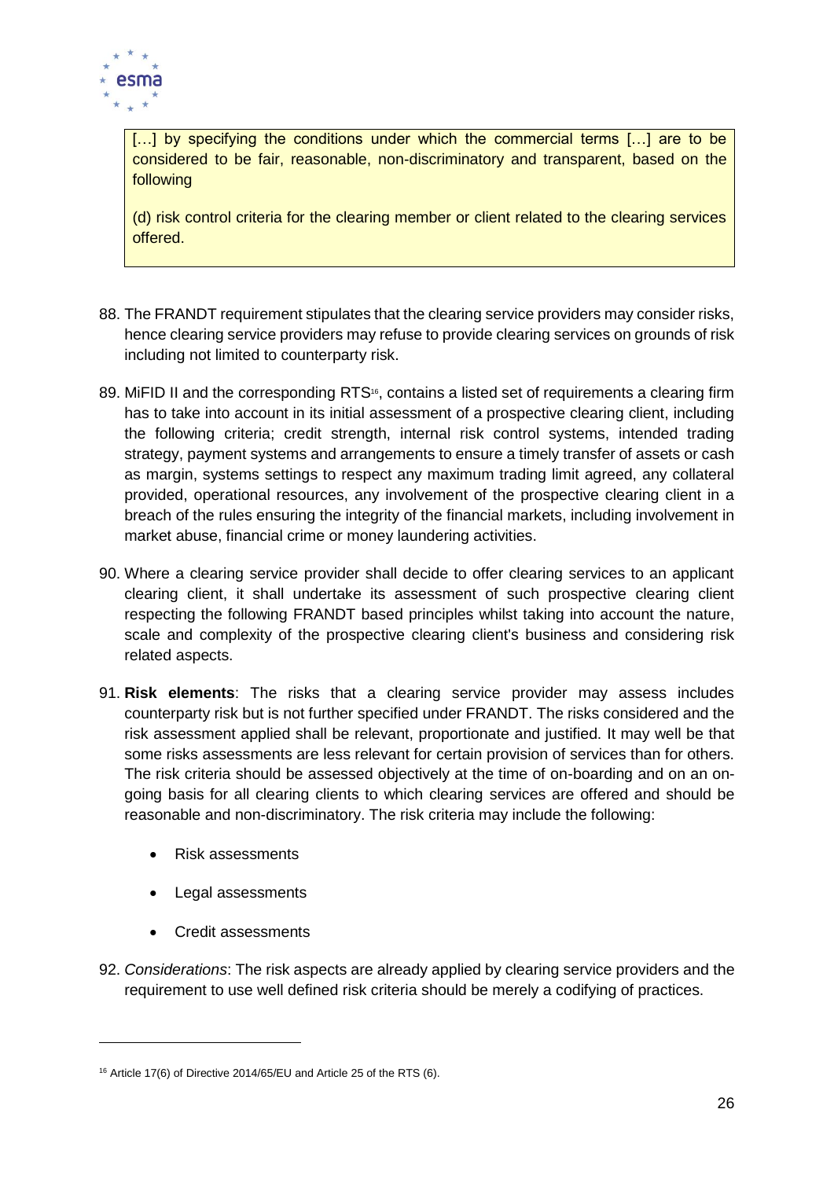> […] by specifying the conditions under which the commercial terms […] are to be considered to be fair, reasonable, non-discriminatory and transparent, based on the following
>
> (d) risk control criteria for the clearing member or client related to the clearing services offered.

88. The FRANDT requirement stipulates that the clearing service providers may consider risks, hence clearing service providers may refuse to provide clearing services on grounds of risk including not limited to counterparty risk.

89. MiFID II and the corresponding RTS[16], contains a listed set of requirements a clearing firm has to take into account in its initial assessment of a prospective clearing client, including the following criteria; credit strength, internal risk control systems, intended trading strategy, payment systems and arrangements to ensure a timely transfer of assets or cash as margin, systems settings to respect any maximum trading limit agreed, any collateral provided, operational resources, any involvement of the prospective clearing client in a breach of the rules ensuring the integrity of the financial markets, including involvement in market abuse, financial crime or money laundering activities.

90. Where a clearing service provider shall decide to offer clearing services to an applicant clearing client, it shall undertake its assessment of such prospective clearing client respecting the following FRANDT based principles whilst taking into account the nature, scale and complexity of the prospective clearing client's business and considering risk related aspects.

91. **Risk elements**: The risks that a clearing service provider may assess includes counterparty risk but is not further specified under FRANDT. The risks considered and the risk assessment applied shall be relevant, proportionate and justified. It may well be that some risks assessments are less relevant for certain provision of services than for others. The risk criteria should be assessed objectively at the time of on-boarding and on an on-going basis for all clearing clients to which clearing services are offered and should be reasonable and non-discriminatory. The risk criteria may include the following:

    - Risk assessments
    - Legal assessments
    - Credit assessments

92. *Considerations*: The risk aspects are already applied by clearing service providers and the requirement to use well defined risk criteria should be merely a codifying of practices.

---

[16] Article 17(6) of Directive 2014/65/EU and Article 25 of the RTS (6).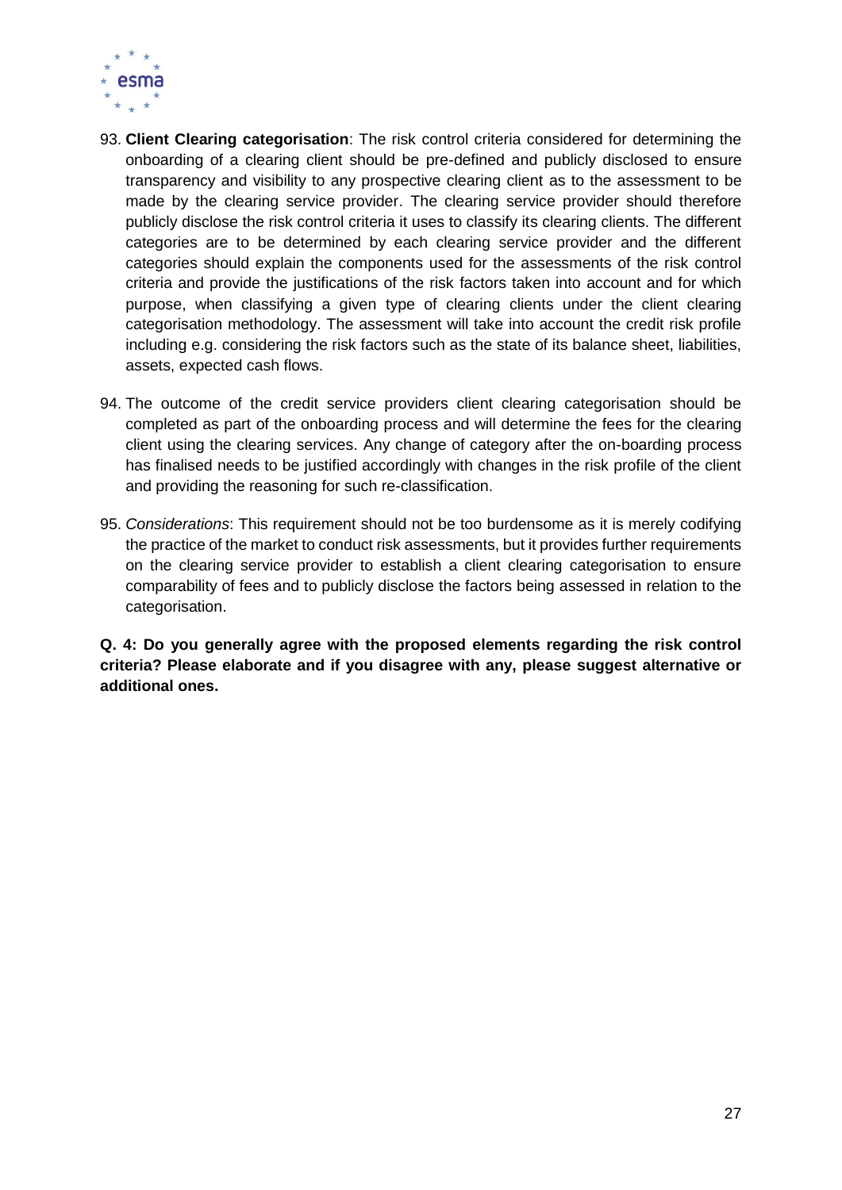93. **Client Clearing categorisation**: The risk control criteria considered for determining the onboarding of a clearing client should be pre-defined and publicly disclosed to ensure transparency and visibility to any prospective clearing client as to the assessment to be made by the clearing service provider. The clearing service provider should therefore publicly disclose the risk control criteria it uses to classify its clearing clients. The different categories are to be determined by each clearing service provider and the different categories should explain the components used for the assessments of the risk control criteria and provide the justifications of the risk factors taken into account and for which purpose, when classifying a given type of clearing clients under the client clearing categorisation methodology. The assessment will take into account the credit risk profile including e.g. considering the risk factors such as the state of its balance sheet, liabilities, assets, expected cash flows.

94. The outcome of the credit service providers client clearing categorisation should be completed as part of the onboarding process and will determine the fees for the clearing client using the clearing services. Any change of category after the on-boarding process has finalised needs to be justified accordingly with changes in the risk profile of the client and providing the reasoning for such re-classification.

95. *Considerations*: This requirement should not be too burdensome as it is merely codifying the practice of the market to conduct risk assessments, but it provides further requirements on the clearing service provider to establish a client clearing categorisation to ensure comparability of fees and to publicly disclose the factors being assessed in relation to the categorisation.

**Q. 4: Do you generally agree with the proposed elements regarding the risk control criteria? Please elaborate and if you disagree with any, please suggest alternative or additional ones.**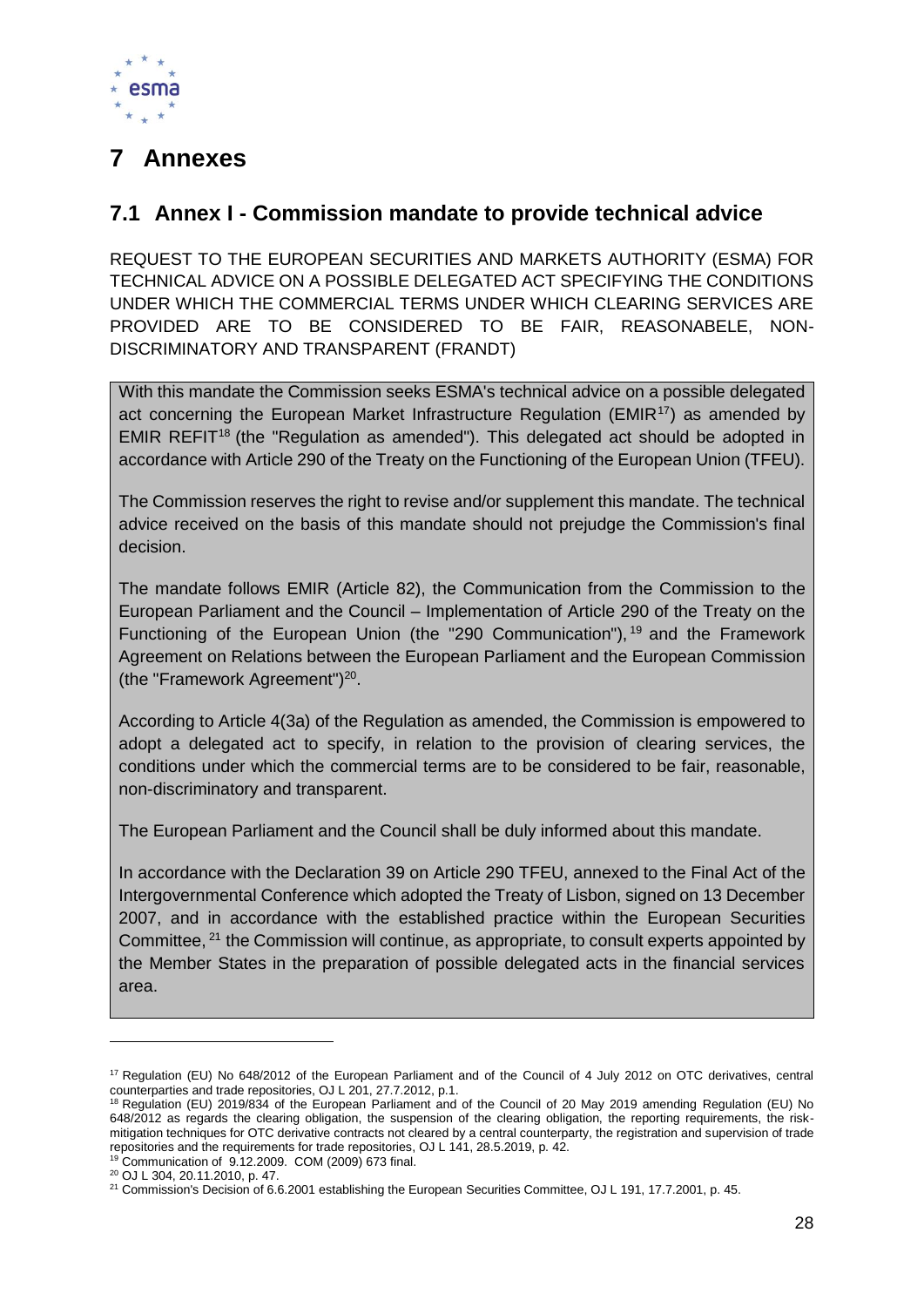# 7 Annexes

## 7.1 Annex I - Commission mandate to provide technical advice

REQUEST TO THE EUROPEAN SECURITIES AND MARKETS AUTHORITY (ESMA) FOR TECHNICAL ADVICE ON A POSSIBLE DELEGATED ACT SPECIFYING THE CONDITIONS UNDER WHICH THE COMMERCIAL TERMS UNDER WHICH CLEARING SERVICES ARE PROVIDED ARE TO BE CONSIDERED TO BE FAIR, REASONABELE, NON-DISCRIMINATORY AND TRANSPARENT (FRANDT)

With this mandate the Commission seeks ESMA's technical advice on a possible delegated act concerning the European Market Infrastructure Regulation (EMIR[17]) as amended by EMIR REFIT[18] (the "Regulation as amended"). This delegated act should be adopted in accordance with Article 290 of the Treaty on the Functioning of the European Union (TFEU).

The Commission reserves the right to revise and/or supplement this mandate. The technical advice received on the basis of this mandate should not prejudge the Commission's final decision.

The mandate follows EMIR (Article 82), the Communication from the Commission to the European Parliament and the Council – Implementation of Article 290 of the Treaty on the Functioning of the European Union (the "290 Communication"),[19] and the Framework Agreement on Relations between the European Parliament and the European Commission (the "Framework Agreement")[20].

According to Article 4(3a) of the Regulation as amended, the Commission is empowered to adopt a delegated act to specify, in relation to the provision of clearing services, the conditions under which the commercial terms are to be considered to be fair, reasonable, non-discriminatory and transparent.

The European Parliament and the Council shall be duly informed about this mandate.

In accordance with the Declaration 39 on Article 290 TFEU, annexed to the Final Act of the Intergovernmental Conference which adopted the Treaty of Lisbon, signed on 13 December 2007, and in accordance with the established practice within the European Securities Committee,[21] the Commission will continue, as appropriate, to consult experts appointed by the Member States in the preparation of possible delegated acts in the financial services area.

---

[17] Regulation (EU) No 648/2012 of the European Parliament and of the Council of 4 July 2012 on OTC derivatives, central counterparties and trade repositories, OJ L 201, 27.7.2012, p.1.

[18] Regulation (EU) 2019/834 of the European Parliament and of the Council of 20 May 2019 amending Regulation (EU) No 648/2012 as regards the clearing obligation, the suspension of the clearing obligation, the reporting requirements, the risk-mitigation techniques for OTC derivative contracts not cleared by a central counterparty, the registration and supervision of trade repositories and the requirements for trade repositories, OJ L 141, 28.5.2019, p. 42.

[19] Communication of 9.12.2009. COM (2009) 673 final.

[20] OJ L 304, 20.11.2010, p. 47.

[21] Commission's Decision of 6.6.2001 establishing the European Securities Committee, OJ L 191, 17.7.2001, p. 45.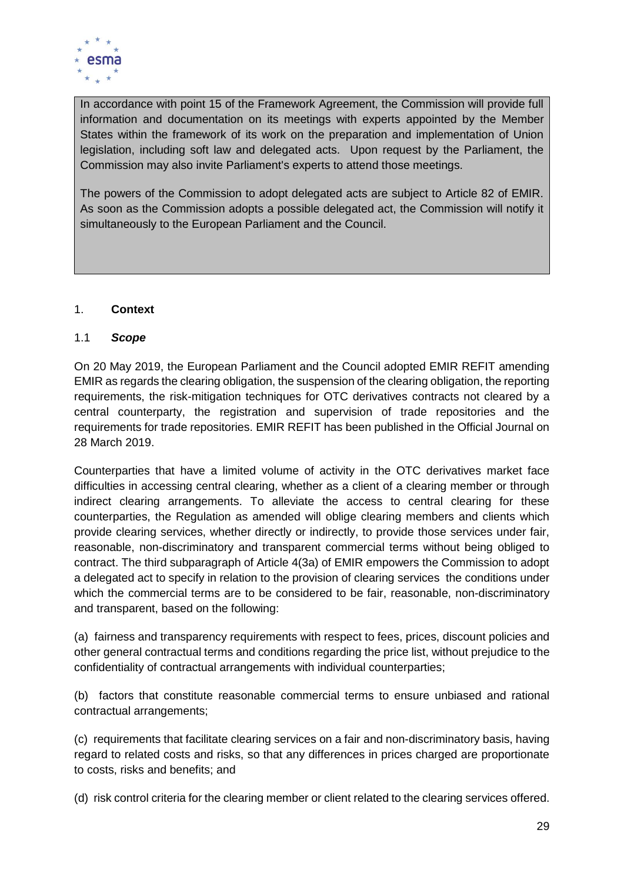In accordance with point 15 of the Framework Agreement, the Commission will provide full information and documentation on its meetings with experts appointed by the Member States within the framework of its work on the preparation and implementation of Union legislation, including soft law and delegated acts. Upon request by the Parliament, the Commission may also invite Parliament's experts to attend those meetings.

The powers of the Commission to adopt delegated acts are subject to Article 82 of EMIR. As soon as the Commission adopts a possible delegated act, the Commission will notify it simultaneously to the European Parliament and the Council.

## 1. **Context**

### 1.1 ***Scope***

On 20 May 2019, the European Parliament and the Council adopted EMIR REFIT amending EMIR as regards the clearing obligation, the suspension of the clearing obligation, the reporting requirements, the risk-mitigation techniques for OTC derivatives contracts not cleared by a central counterparty, the registration and supervision of trade repositories and the requirements for trade repositories. EMIR REFIT has been published in the Official Journal on 28 March 2019.

Counterparties that have a limited volume of activity in the OTC derivatives market face difficulties in accessing central clearing, whether as a client of a clearing member or through indirect clearing arrangements. To alleviate the access to central clearing for these counterparties, the Regulation as amended will oblige clearing members and clients which provide clearing services, whether directly or indirectly, to provide those services under fair, reasonable, non-discriminatory and transparent commercial terms without being obliged to contract. The third subparagraph of Article 4(3a) of EMIR empowers the Commission to adopt a delegated act to specify in relation to the provision of clearing services the conditions under which the commercial terms are to be considered to be fair, reasonable, non-discriminatory and transparent, based on the following:

(a) fairness and transparency requirements with respect to fees, prices, discount policies and other general contractual terms and conditions regarding the price list, without prejudice to the confidentiality of contractual arrangements with individual counterparties;

(b) factors that constitute reasonable commercial terms to ensure unbiased and rational contractual arrangements;

(c) requirements that facilitate clearing services on a fair and non-discriminatory basis, having regard to related costs and risks, so that any differences in prices charged are proportionate to costs, risks and benefits; and

(d) risk control criteria for the clearing member or client related to the clearing services offered.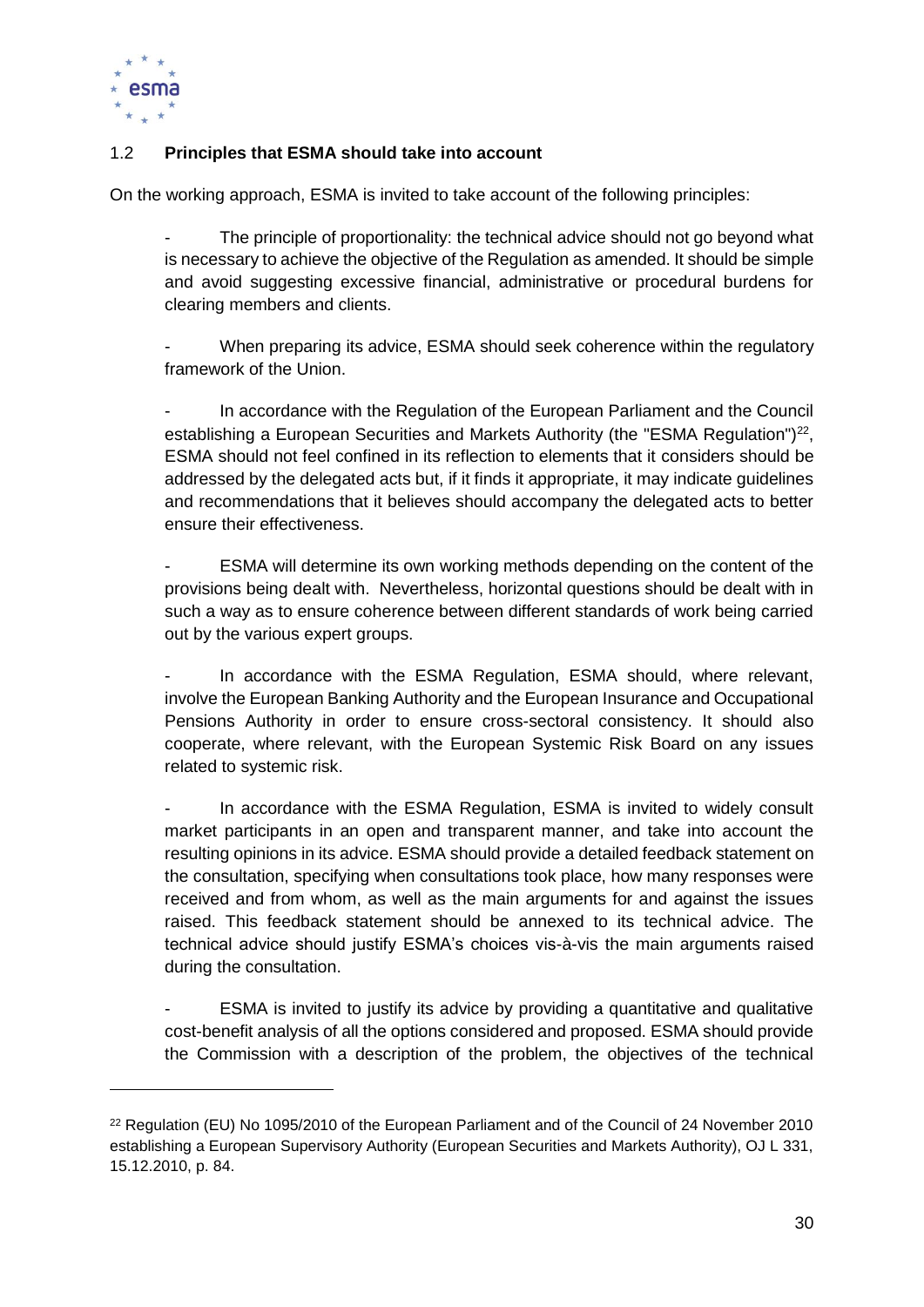### 1.2 **Principles that ESMA should take into account**

On the working approach, ESMA is invited to take account of the following principles:

- The principle of proportionality: the technical advice should not go beyond what is necessary to achieve the objective of the Regulation as amended. It should be simple and avoid suggesting excessive financial, administrative or procedural burdens for clearing members and clients.

- When preparing its advice, ESMA should seek coherence within the regulatory framework of the Union.

- In accordance with the Regulation of the European Parliament and the Council establishing a European Securities and Markets Authority (the "ESMA Regulation")[22], ESMA should not feel confined in its reflection to elements that it considers should be addressed by the delegated acts but, if it finds it appropriate, it may indicate guidelines and recommendations that it believes should accompany the delegated acts to better ensure their effectiveness.

- ESMA will determine its own working methods depending on the content of the provisions being dealt with. Nevertheless, horizontal questions should be dealt with in such a way as to ensure coherence between different standards of work being carried out by the various expert groups.

- In accordance with the ESMA Regulation, ESMA should, where relevant, involve the European Banking Authority and the European Insurance and Occupational Pensions Authority in order to ensure cross-sectoral consistency. It should also cooperate, where relevant, with the European Systemic Risk Board on any issues related to systemic risk.

- In accordance with the ESMA Regulation, ESMA is invited to widely consult market participants in an open and transparent manner, and take into account the resulting opinions in its advice. ESMA should provide a detailed feedback statement on the consultation, specifying when consultations took place, how many responses were received and from whom, as well as the main arguments for and against the issues raised. This feedback statement should be annexed to its technical advice. The technical advice should justify ESMA's choices vis-à-vis the main arguments raised during the consultation.

- ESMA is invited to justify its advice by providing a quantitative and qualitative cost-benefit analysis of all the options considered and proposed. ESMA should provide the Commission with a description of the problem, the objectives of the technical

---

[22] Regulation (EU) No 1095/2010 of the European Parliament and of the Council of 24 November 2010 establishing a European Supervisory Authority (European Securities and Markets Authority), OJ L 331, 15.12.2010, p. 84.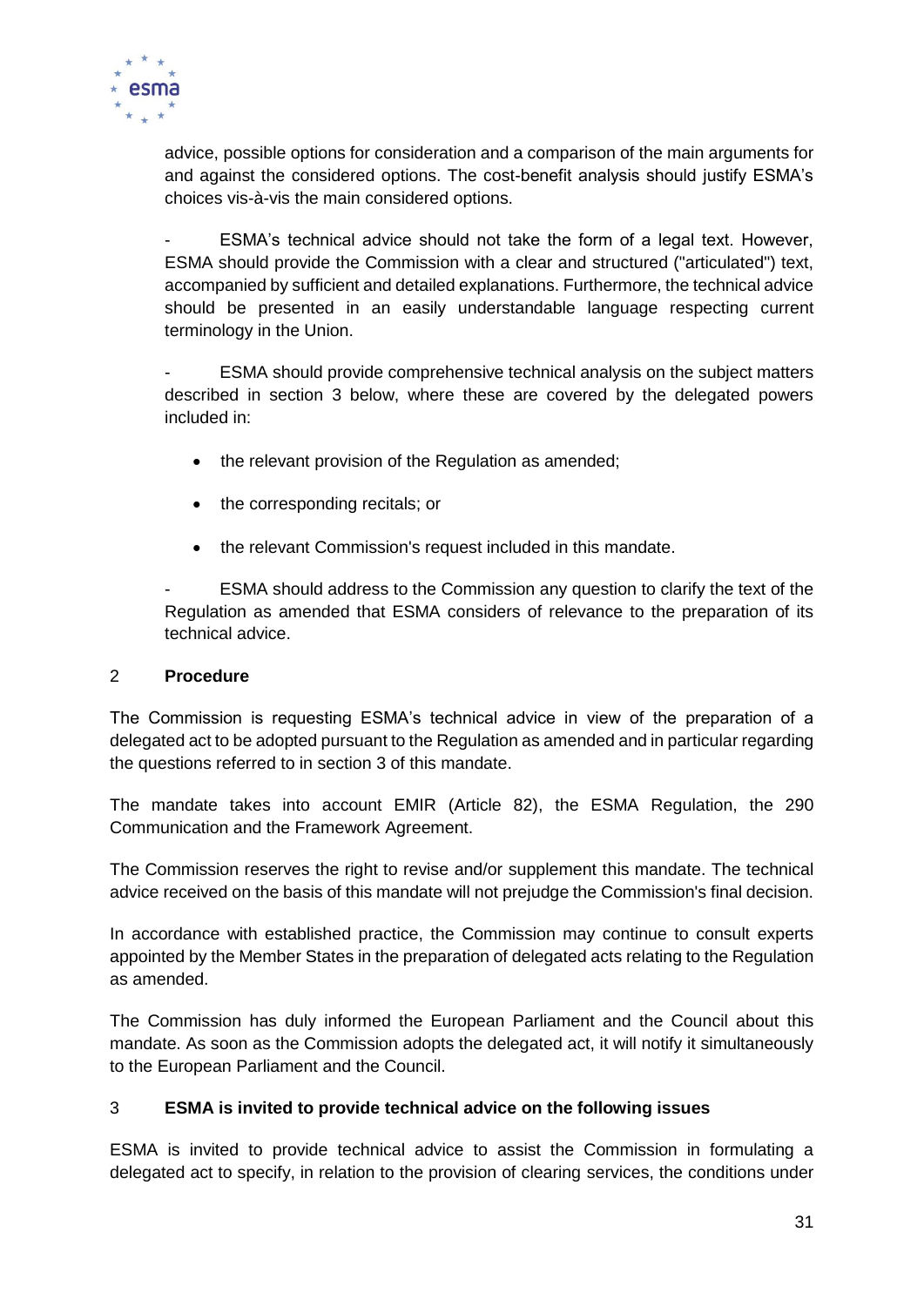advice, possible options for consideration and a comparison of the main arguments for and against the considered options. The cost-benefit analysis should justify ESMA's choices vis-à-vis the main considered options.

- ESMA's technical advice should not take the form of a legal text. However, ESMA should provide the Commission with a clear and structured ("articulated") text, accompanied by sufficient and detailed explanations. Furthermore, the technical advice should be presented in an easily understandable language respecting current terminology in the Union.

- ESMA should provide comprehensive technical analysis on the subject matters described in section 3 below, where these are covered by the delegated powers included in:

  - the relevant provision of the Regulation as amended;
  - the corresponding recitals; or
  - the relevant Commission's request included in this mandate.

- ESMA should address to the Commission any question to clarify the text of the Regulation as amended that ESMA considers of relevance to the preparation of its technical advice.

## 2 Procedure

The Commission is requesting ESMA's technical advice in view of the preparation of a delegated act to be adopted pursuant to the Regulation as amended and in particular regarding the questions referred to in section 3 of this mandate.

The mandate takes into account EMIR (Article 82), the ESMA Regulation, the 290 Communication and the Framework Agreement.

The Commission reserves the right to revise and/or supplement this mandate. The technical advice received on the basis of this mandate will not prejudge the Commission's final decision.

In accordance with established practice, the Commission may continue to consult experts appointed by the Member States in the preparation of delegated acts relating to the Regulation as amended.

The Commission has duly informed the European Parliament and the Council about this mandate. As soon as the Commission adopts the delegated act, it will notify it simultaneously to the European Parliament and the Council.

## 3 ESMA is invited to provide technical advice on the following issues

ESMA is invited to provide technical advice to assist the Commission in formulating a delegated act to specify, in relation to the provision of clearing services, the conditions under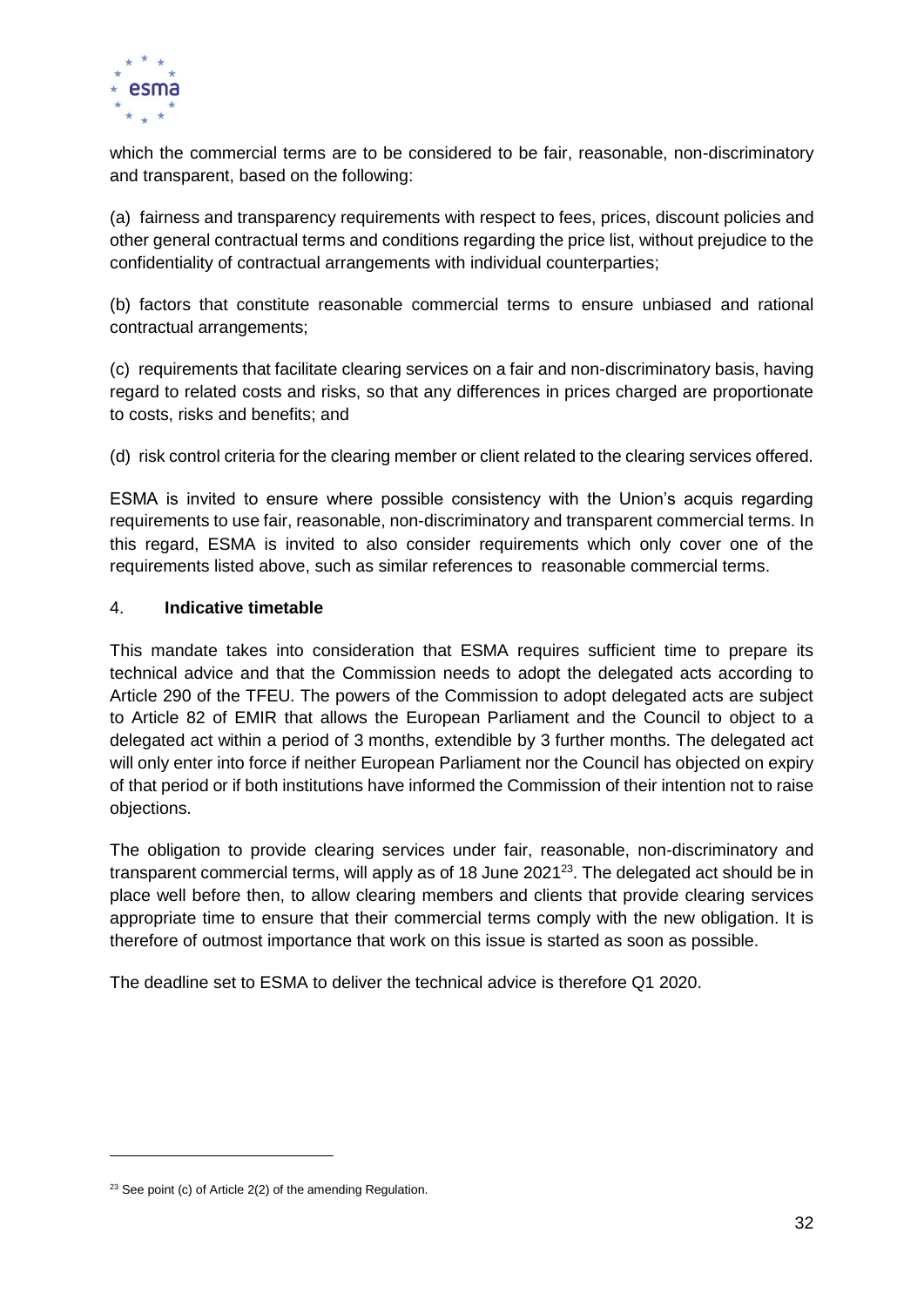which the commercial terms are to be considered to be fair, reasonable, non-discriminatory and transparent, based on the following:

(a) fairness and transparency requirements with respect to fees, prices, discount policies and other general contractual terms and conditions regarding the price list, without prejudice to the confidentiality of contractual arrangements with individual counterparties;

(b) factors that constitute reasonable commercial terms to ensure unbiased and rational contractual arrangements;

(c) requirements that facilitate clearing services on a fair and non-discriminatory basis, having regard to related costs and risks, so that any differences in prices charged are proportionate to costs, risks and benefits; and

(d) risk control criteria for the clearing member or client related to the clearing services offered.

ESMA is invited to ensure where possible consistency with the Union's acquis regarding requirements to use fair, reasonable, non-discriminatory and transparent commercial terms. In this regard, ESMA is invited to also consider requirements which only cover one of the requirements listed above, such as similar references to reasonable commercial terms.

## 4. **Indicative timetable**

This mandate takes into consideration that ESMA requires sufficient time to prepare its technical advice and that the Commission needs to adopt the delegated acts according to Article 290 of the TFEU. The powers of the Commission to adopt delegated acts are subject to Article 82 of EMIR that allows the European Parliament and the Council to object to a delegated act within a period of 3 months, extendible by 3 further months. The delegated act will only enter into force if neither European Parliament nor the Council has objected on expiry of that period or if both institutions have informed the Commission of their intention not to raise objections.

The obligation to provide clearing services under fair, reasonable, non-discriminatory and transparent commercial terms, will apply as of 18 June 2021[23]. The delegated act should be in place well before then, to allow clearing members and clients that provide clearing services appropriate time to ensure that their commercial terms comply with the new obligation. It is therefore of outmost importance that work on this issue is started as soon as possible.

The deadline set to ESMA to deliver the technical advice is therefore Q1 2020.

[23] See point (c) of Article 2(2) of the amending Regulation.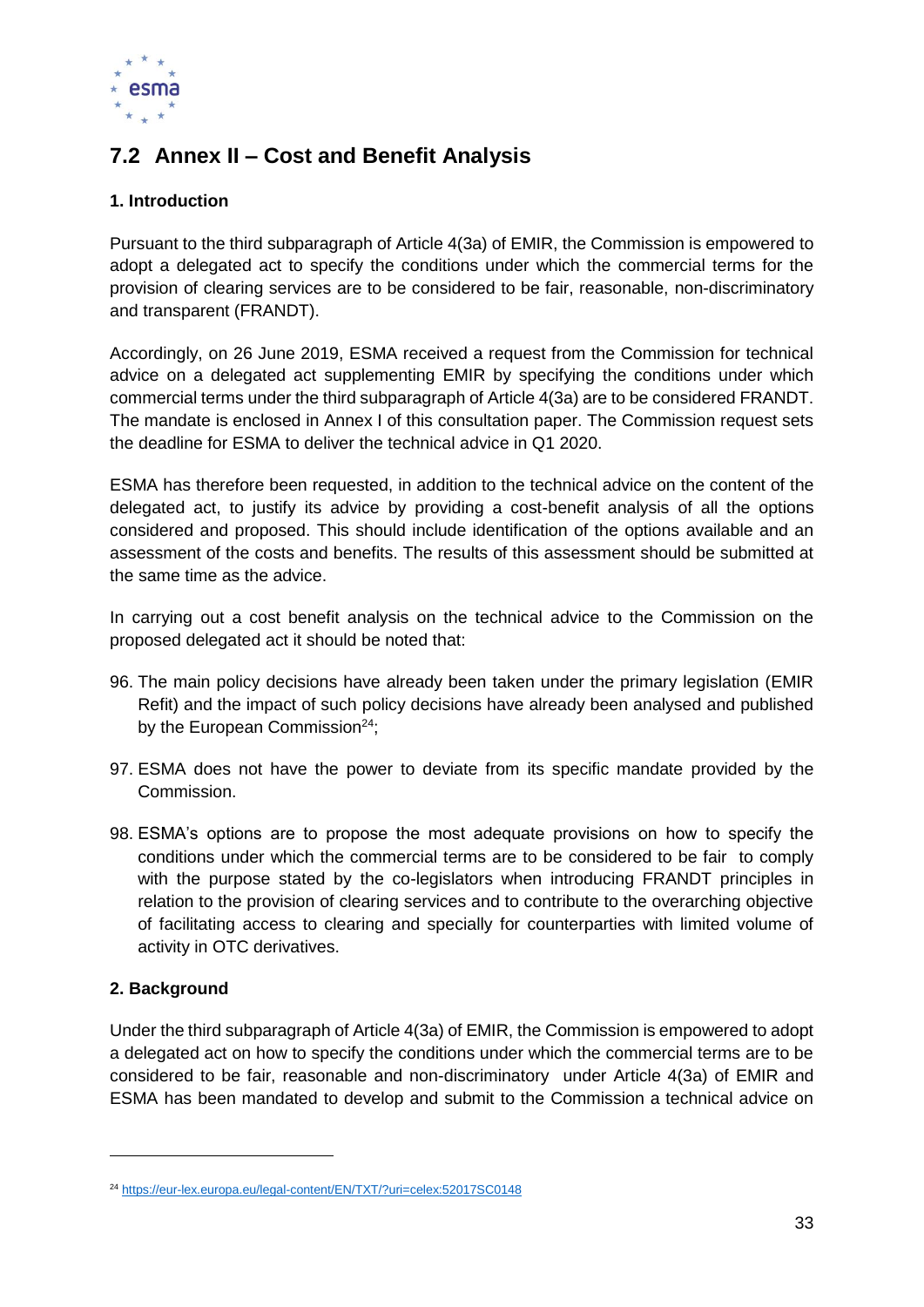## 7.2 Annex II – Cost and Benefit Analysis

### 1. Introduction

Pursuant to the third subparagraph of Article 4(3a) of EMIR, the Commission is empowered to adopt a delegated act to specify the conditions under which the commercial terms for the provision of clearing services are to be considered to be fair, reasonable, non-discriminatory and transparent (FRANDT).

Accordingly, on 26 June 2019, ESMA received a request from the Commission for technical advice on a delegated act supplementing EMIR by specifying the conditions under which commercial terms under the third subparagraph of Article 4(3a) are to be considered FRANDT. The mandate is enclosed in Annex I of this consultation paper. The Commission request sets the deadline for ESMA to deliver the technical advice in Q1 2020.

ESMA has therefore been requested, in addition to the technical advice on the content of the delegated act, to justify its advice by providing a cost-benefit analysis of all the options considered and proposed. This should include identification of the options available and an assessment of the costs and benefits. The results of this assessment should be submitted at the same time as the advice.

In carrying out a cost benefit analysis on the technical advice to the Commission on the proposed delegated act it should be noted that:

96. The main policy decisions have already been taken under the primary legislation (EMIR Refit) and the impact of such policy decisions have already been analysed and published by the European Commission[24];
97. ESMA does not have the power to deviate from its specific mandate provided by the Commission.
98. ESMA's options are to propose the most adequate provisions on how to specify the conditions under which the commercial terms are to be considered to be fair to comply with the purpose stated by the co-legislators when introducing FRANDT principles in relation to the provision of clearing services and to contribute to the overarching objective of facilitating access to clearing and specially for counterparties with limited volume of activity in OTC derivatives.

### 2. Background

Under the third subparagraph of Article 4(3a) of EMIR, the Commission is empowered to adopt a delegated act on how to specify the conditions under which the commercial terms are to be considered to be fair, reasonable and non-discriminatory under Article 4(3a) of EMIR and ESMA has been mandated to develop and submit to the Commission a technical advice on

[24] https://eur-lex.europa.eu/legal-content/EN/TXT/?uri=celex:52017SC0148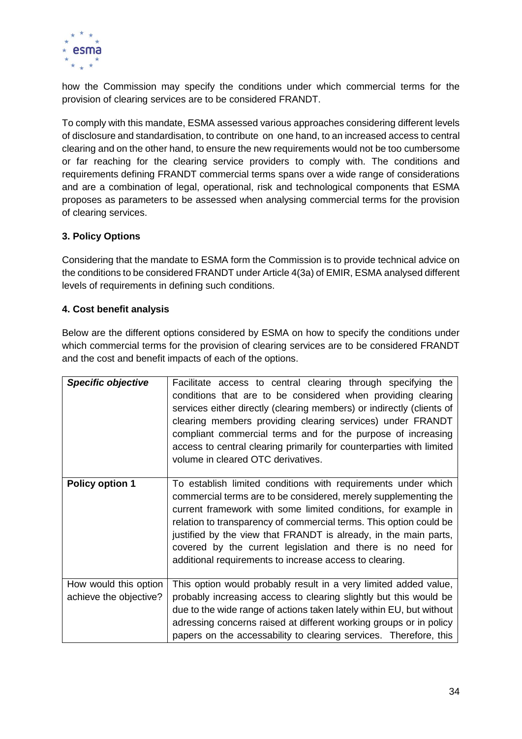how the Commission may specify the conditions under which commercial terms for the provision of clearing services are to be considered FRANDT.

To comply with this mandate, ESMA assessed various approaches considering different levels of disclosure and standardisation, to contribute on one hand, to an increased access to central clearing and on the other hand, to ensure the new requirements would not be too cumbersome or far reaching for the clearing service providers to comply with. The conditions and requirements defining FRANDT commercial terms spans over a wide range of considerations and are a combination of legal, operational, risk and technological components that ESMA proposes as parameters to be assessed when analysing commercial terms for the provision of clearing services.

### 3. Policy Options

Considering that the mandate to ESMA form the Commission is to provide technical advice on the conditions to be considered FRANDT under Article 4(3a) of EMIR, ESMA analysed different levels of requirements in defining such conditions.

### 4. Cost benefit analysis

Below are the different options considered by ESMA on how to specify the conditions under which commercial terms for the provision of clearing services are to be considered FRANDT and the cost and benefit impacts of each of the options.

| ***Specific objective*** | Facilitate access to central clearing through specifying the conditions that are to be considered when providing clearing services either directly (clearing members) or indirectly (clients of clearing members providing clearing services) under FRANDT compliant commercial terms and for the purpose of increasing access to central clearing primarily for counterparties with limited volume in cleared OTC derivatives. |
|---|---|
| **Policy option 1** | To establish limited conditions with requirements under which commercial terms are to be considered, merely supplementing the current framework with some limited conditions, for example in relation to transparency of commercial terms. This option could be justified by the view that FRANDT is already, in the main parts, covered by the current legislation and there is no need for additional requirements to increase access to clearing. |
| How would this option achieve the objective? | This option would probably result in a very limited added value, probably increasing access to clearing slightly but this would be due to the wide range of actions taken lately within EU, but without adressing concerns raised at different working groups or in policy papers on the accessability to clearing services. Therefore, this |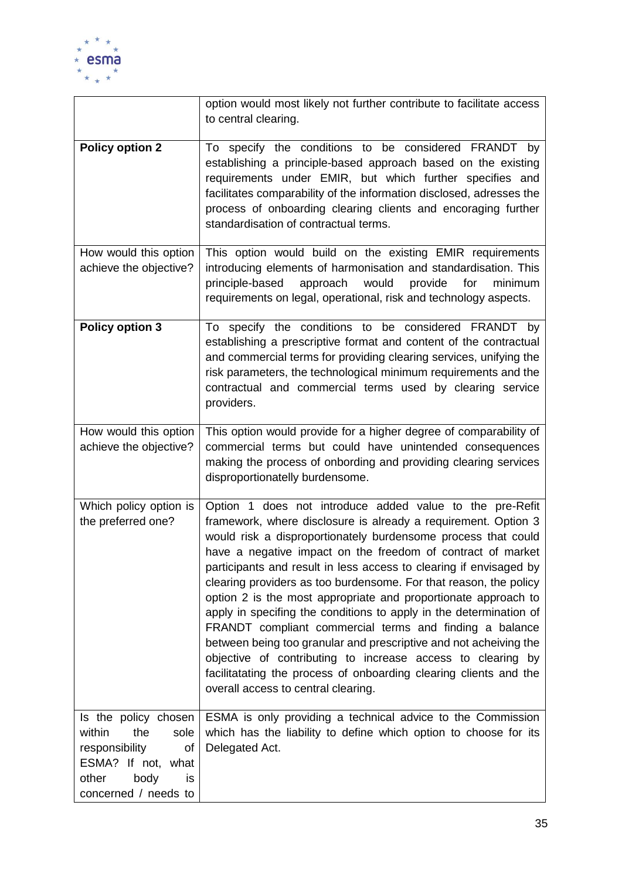| | |
|---|---|
| | option would most likely not further contribute to facilitate access to central clearing. |
| **Policy option 2** | To specify the conditions to be considered FRANDT by establishing a principle-based approach based on the existing requirements under EMIR, but which further specifies and facilitates comparability of the information disclosed, adresses the process of onboarding clearing clients and encoraging further standardisation of contractual terms. |
| How would this option achieve the objective? | This option would build on the existing EMIR requirements introducing elements of harmonisation and standardisation. This principle-based approach would provide for minimum requirements on legal, operational, risk and technology aspects. |
| **Policy option 3** | To specify the conditions to be considered FRANDT by establishing a prescriptive format and content of the contractual and commercial terms for providing clearing services, unifying the risk parameters, the technological minimum requirements and the contractual and commercial terms used by clearing service providers. |
| How would this option achieve the objective? | This option would provide for a higher degree of comparability of commercial terms but could have unintended consequences making the process of onbording and providing clearing services disproportionatelly burdensome. |
| Which policy option is the preferred one? | Option 1 does not introduce added value to the pre-Refit framework, where disclosure is already a requirement. Option 3 would risk a disproportionately burdensome process that could have a negative impact on the freedom of contract of market participants and result in less access to clearing if envisaged by clearing providers as too burdensome. For that reason, the policy option 2 is the most appropriate and proportionate approach to apply in specifing the conditions to apply in the determination of FRANDT compliant commercial terms and finding a balance between being too granular and prescriptive and not acheiving the objective of contributing to increase access to clearing by facilitatating the process of onboarding clearing clients and the overall access to central clearing. |
| Is the policy chosen within the sole responsibility of ESMA? If not, what other body is concerned / needs to | ESMA is only providing a technical advice to the Commission which has the liability to define which option to choose for its Delegated Act. |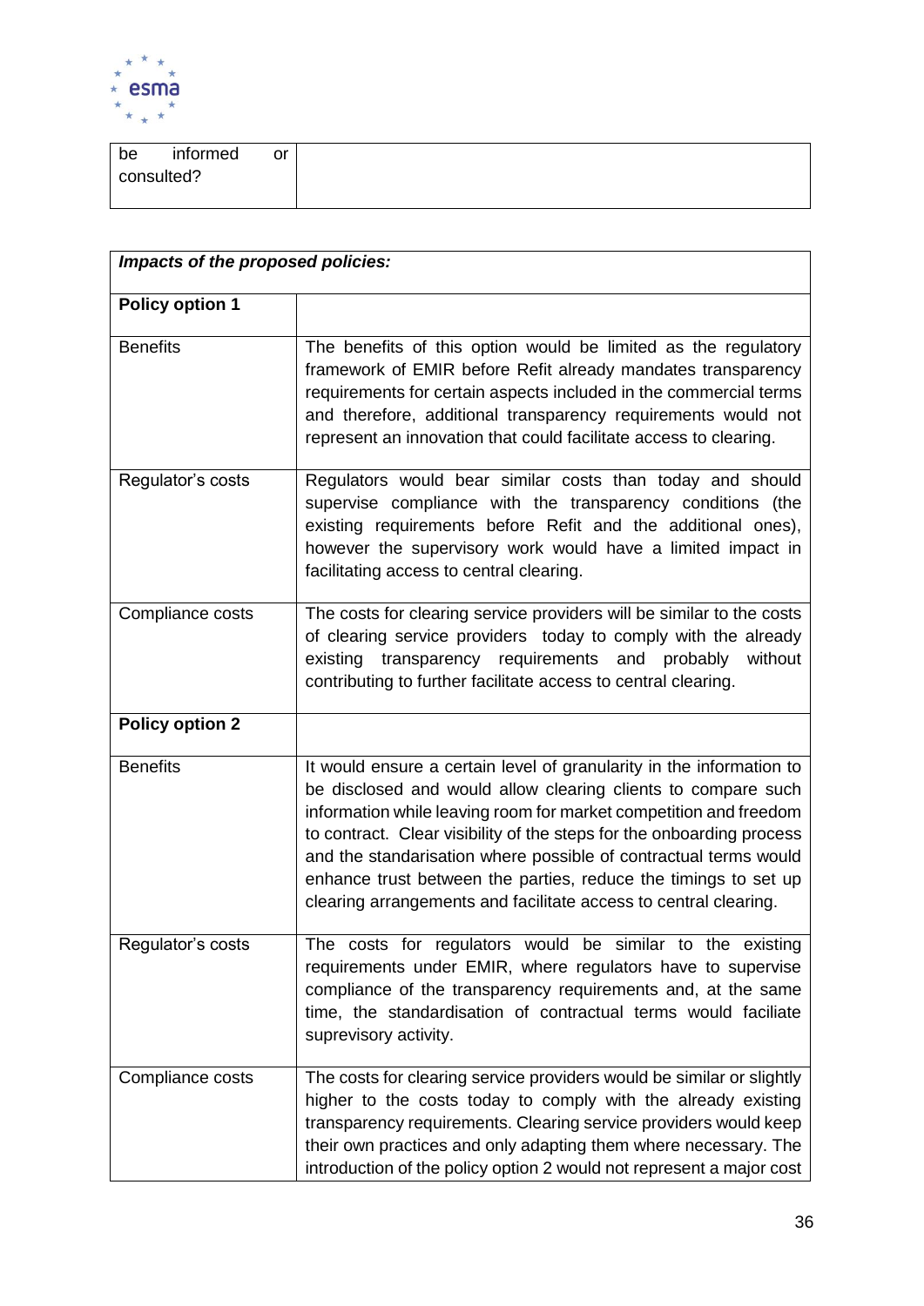| be informed or consulted? | |
|---|---|

| ***Impacts of the proposed policies:*** | |
|---|---|
| **Policy option 1** | |
| Benefits | The benefits of this option would be limited as the regulatory framework of EMIR before Refit already mandates transparency requirements for certain aspects included in the commercial terms and therefore, additional transparency requirements would not represent an innovation that could facilitate access to clearing. |
| Regulator's costs | Regulators would bear similar costs than today and should supervise compliance with the transparency conditions (the existing requirements before Refit and the additional ones), however the supervisory work would have a limited impact in facilitating access to central clearing. |
| Compliance costs | The costs for clearing service providers will be similar to the costs of clearing service providers today to comply with the already existing transparency requirements and probably without contributing to further facilitate access to central clearing. |
| **Policy option 2** | |
| Benefits | It would ensure a certain level of granularity in the information to be disclosed and would allow clearing clients to compare such information while leaving room for market competition and freedom to contract. Clear visibility of the steps for the onboarding process and the standarisation where possible of contractual terms would enhance trust between the parties, reduce the timings to set up clearing arrangements and facilitate access to central clearing. |
| Regulator's costs | The costs for regulators would be similar to the existing requirements under EMIR, where regulators have to supervise compliance of the transparency requirements and, at the same time, the standardisation of contractual terms would faciliate suprevisory activity. |
| Compliance costs | The costs for clearing service providers would be similar or slightly higher to the costs today to comply with the already existing transparency requirements. Clearing service providers would keep their own practices and only adapting them where necessary. The introduction of the policy option 2 would not represent a major cost |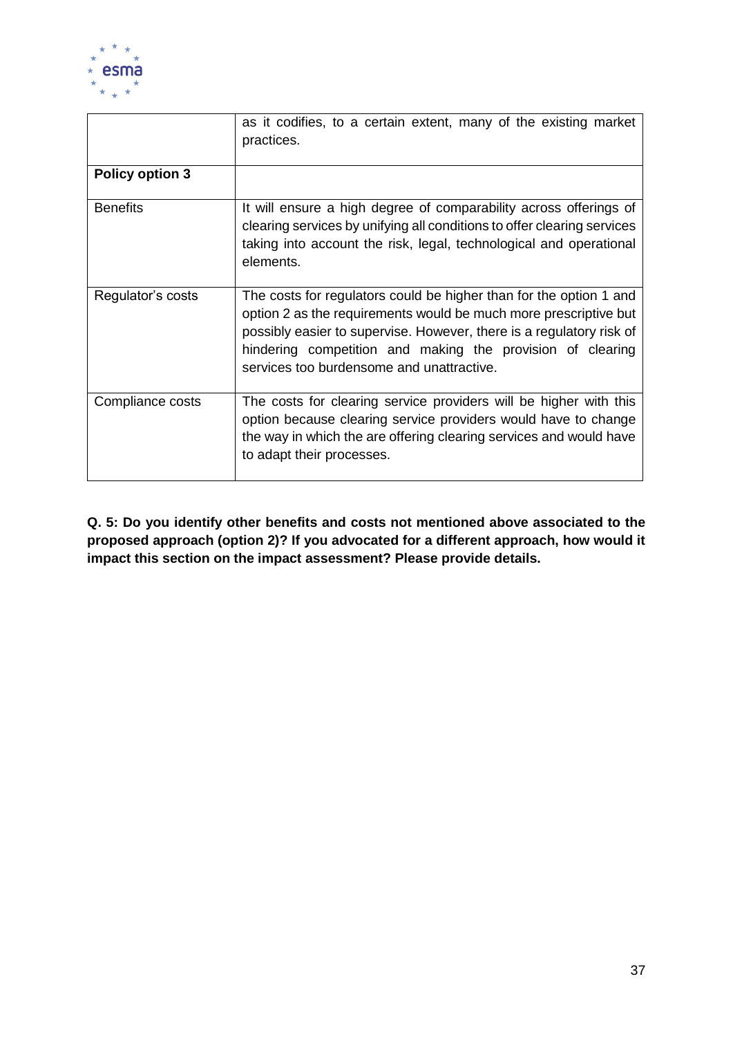| | |
|---|---|
| | as it codifies, to a certain extent, many of the existing market practices. |
| **Policy option 3** | |
| Benefits | It will ensure a high degree of comparability across offerings of clearing services by unifying all conditions to offer clearing services taking into account the risk, legal, technological and operational elements. |
| Regulator's costs | The costs for regulators could be higher than for the option 1 and option 2 as the requirements would be much more prescriptive but possibly easier to supervise. However, there is a regulatory risk of hindering competition and making the provision of clearing services too burdensome and unattractive. |
| Compliance costs | The costs for clearing service providers will be higher with this option because clearing service providers would have to change the way in which the are offering clearing services and would have to adapt their processes. |

**Q. 5: Do you identify other benefits and costs not mentioned above associated to the proposed approach (option 2)? If you advocated for a different approach, how would it impact this section on the impact assessment? Please provide details.**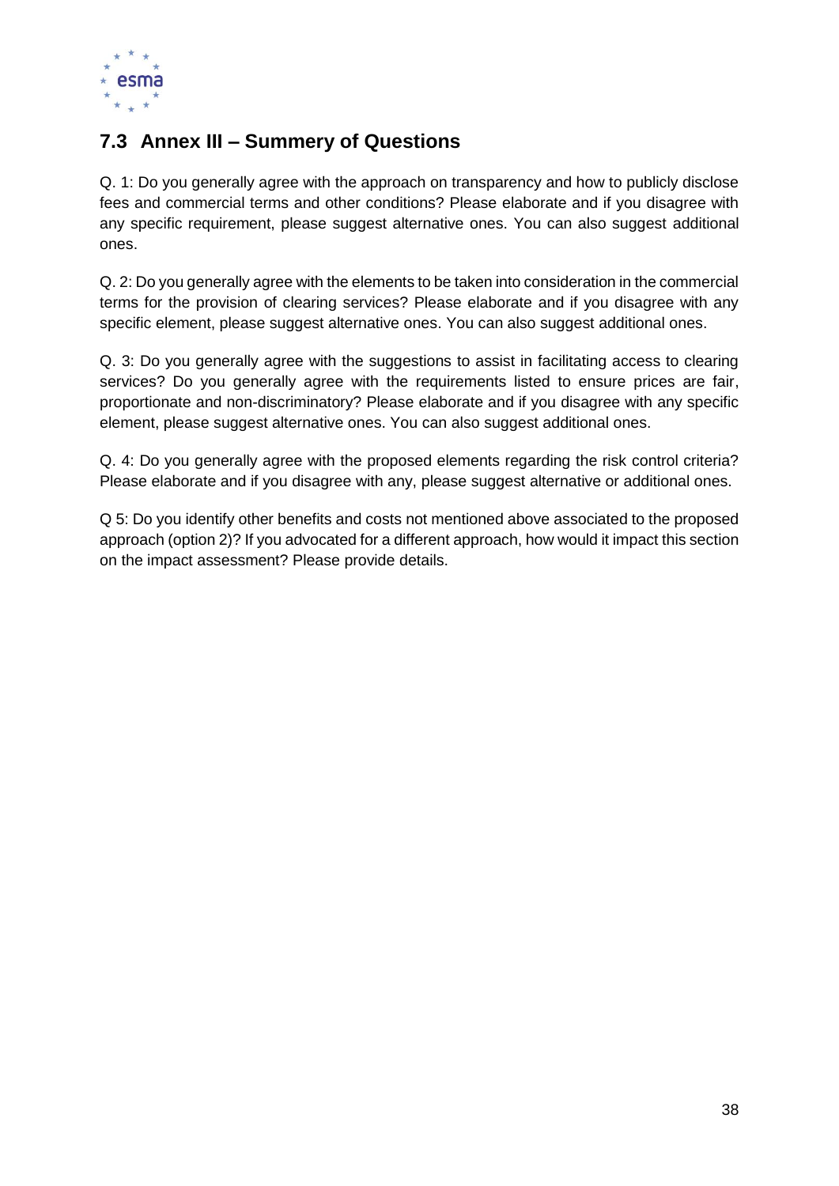## 7.3 Annex III – Summery of Questions

Q. 1: Do you generally agree with the approach on transparency and how to publicly disclose fees and commercial terms and other conditions? Please elaborate and if you disagree with any specific requirement, please suggest alternative ones. You can also suggest additional ones.

Q. 2: Do you generally agree with the elements to be taken into consideration in the commercial terms for the provision of clearing services? Please elaborate and if you disagree with any specific element, please suggest alternative ones. You can also suggest additional ones.

Q. 3: Do you generally agree with the suggestions to assist in facilitating access to clearing services? Do you generally agree with the requirements listed to ensure prices are fair, proportionate and non-discriminatory? Please elaborate and if you disagree with any specific element, please suggest alternative ones. You can also suggest additional ones.

Q. 4: Do you generally agree with the proposed elements regarding the risk control criteria? Please elaborate and if you disagree with any, please suggest alternative or additional ones.

Q 5: Do you identify other benefits and costs not mentioned above associated to the proposed approach (option 2)? If you advocated for a different approach, how would it impact this section on the impact assessment? Please provide details.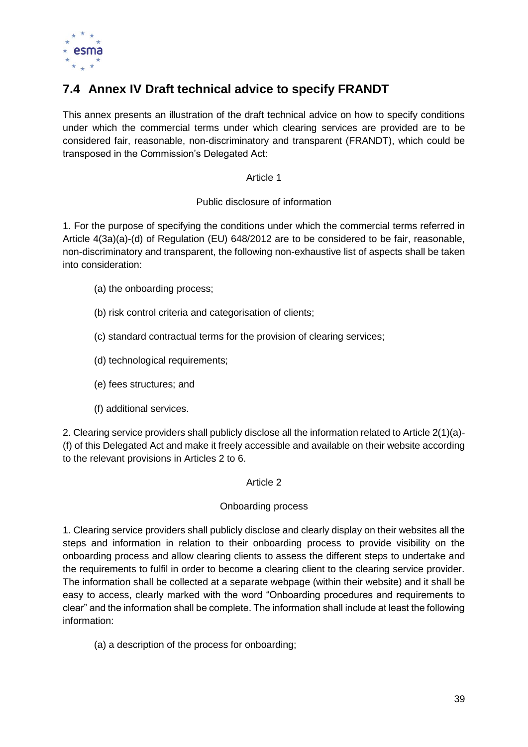## 7.4 Annex IV Draft technical advice to specify FRANDT

This annex presents an illustration of the draft technical advice on how to specify conditions under which the commercial terms under which clearing services are provided are to be considered fair, reasonable, non-discriminatory and transparent (FRANDT), which could be transposed in the Commission's Delegated Act:

Article 1

Public disclosure of information

1. For the purpose of specifying the conditions under which the commercial terms referred in Article 4(3a)(a)-(d) of Regulation (EU) 648/2012 are to be considered to be fair, reasonable, non-discriminatory and transparent, the following non-exhaustive list of aspects shall be taken into consideration:

(a) the onboarding process;

(b) risk control criteria and categorisation of clients;

(c) standard contractual terms for the provision of clearing services;

(d) technological requirements;

(e) fees structures; and

(f) additional services.

2. Clearing service providers shall publicly disclose all the information related to Article 2(1)(a)-(f) of this Delegated Act and make it freely accessible and available on their website according to the relevant provisions in Articles 2 to 6.

Article 2

Onboarding process

1. Clearing service providers shall publicly disclose and clearly display on their websites all the steps and information in relation to their onboarding process to provide visibility on the onboarding process and allow clearing clients to assess the different steps to undertake and the requirements to fulfil in order to become a clearing client to the clearing service provider. The information shall be collected at a separate webpage (within their website) and it shall be easy to access, clearly marked with the word "Onboarding procedures and requirements to clear" and the information shall be complete. The information shall include at least the following information:

(a) a description of the process for onboarding;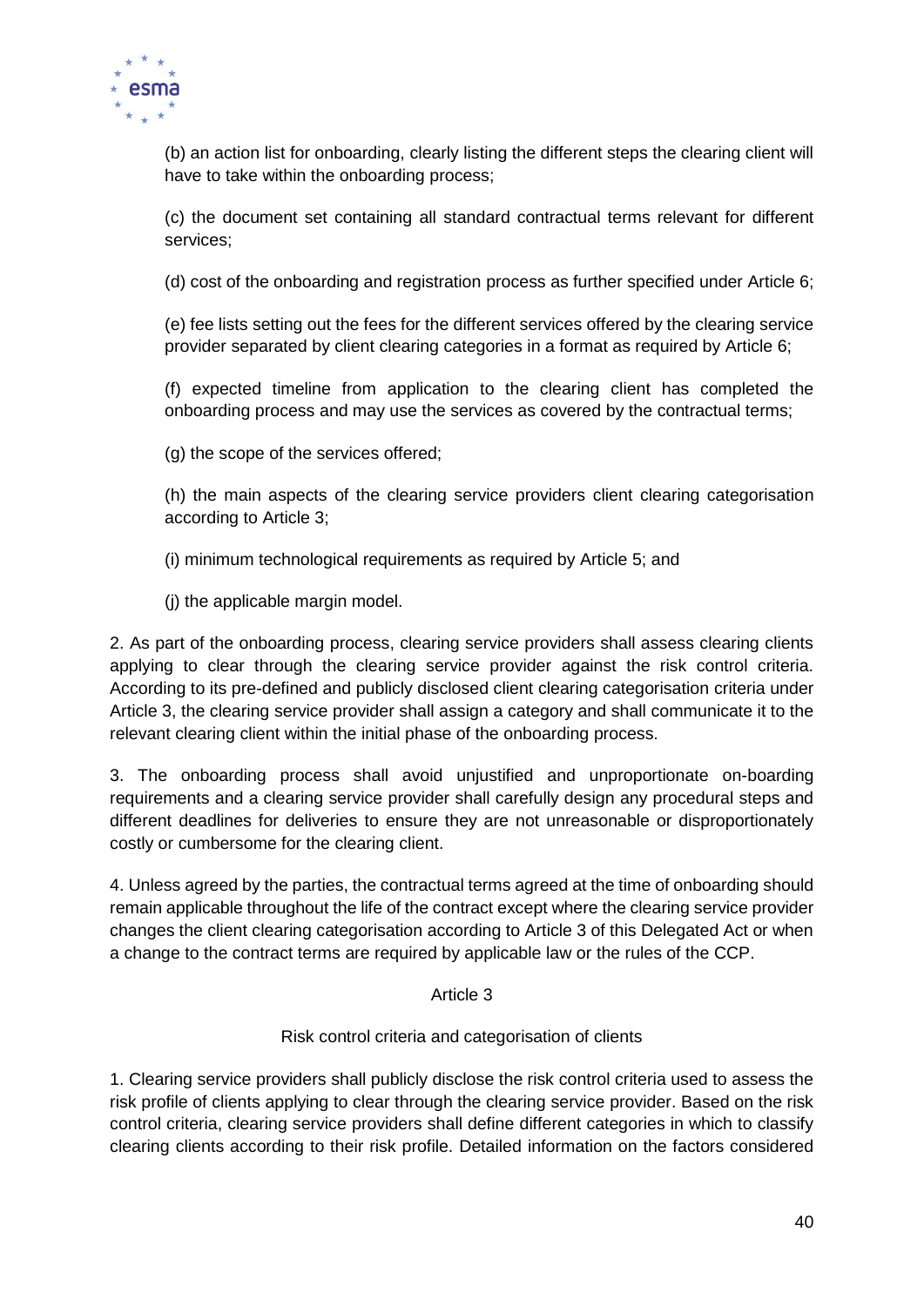(b) an action list for onboarding, clearly listing the different steps the clearing client will have to take within the onboarding process;

(c) the document set containing all standard contractual terms relevant for different services;

(d) cost of the onboarding and registration process as further specified under Article 6;

(e) fee lists setting out the fees for the different services offered by the clearing service provider separated by client clearing categories in a format as required by Article 6;

(f) expected timeline from application to the clearing client has completed the onboarding process and may use the services as covered by the contractual terms;

(g) the scope of the services offered;

(h) the main aspects of the clearing service providers client clearing categorisation according to Article 3;

(i) minimum technological requirements as required by Article 5; and

(j) the applicable margin model.

2. As part of the onboarding process, clearing service providers shall assess clearing clients applying to clear through the clearing service provider against the risk control criteria. According to its pre-defined and publicly disclosed client clearing categorisation criteria under Article 3, the clearing service provider shall assign a category and shall communicate it to the relevant clearing client within the initial phase of the onboarding process.

3. The onboarding process shall avoid unjustified and unproportionate on-boarding requirements and a clearing service provider shall carefully design any procedural steps and different deadlines for deliveries to ensure they are not unreasonable or disproportionately costly or cumbersome for the clearing client.

4. Unless agreed by the parties, the contractual terms agreed at the time of onboarding should remain applicable throughout the life of the contract except where the clearing service provider changes the client clearing categorisation according to Article 3 of this Delegated Act or when a change to the contract terms are required by applicable law or the rules of the CCP.

Article 3

Risk control criteria and categorisation of clients

1. Clearing service providers shall publicly disclose the risk control criteria used to assess the risk profile of clients applying to clear through the clearing service provider. Based on the risk control criteria, clearing service providers shall define different categories in which to classify clearing clients according to their risk profile. Detailed information on the factors considered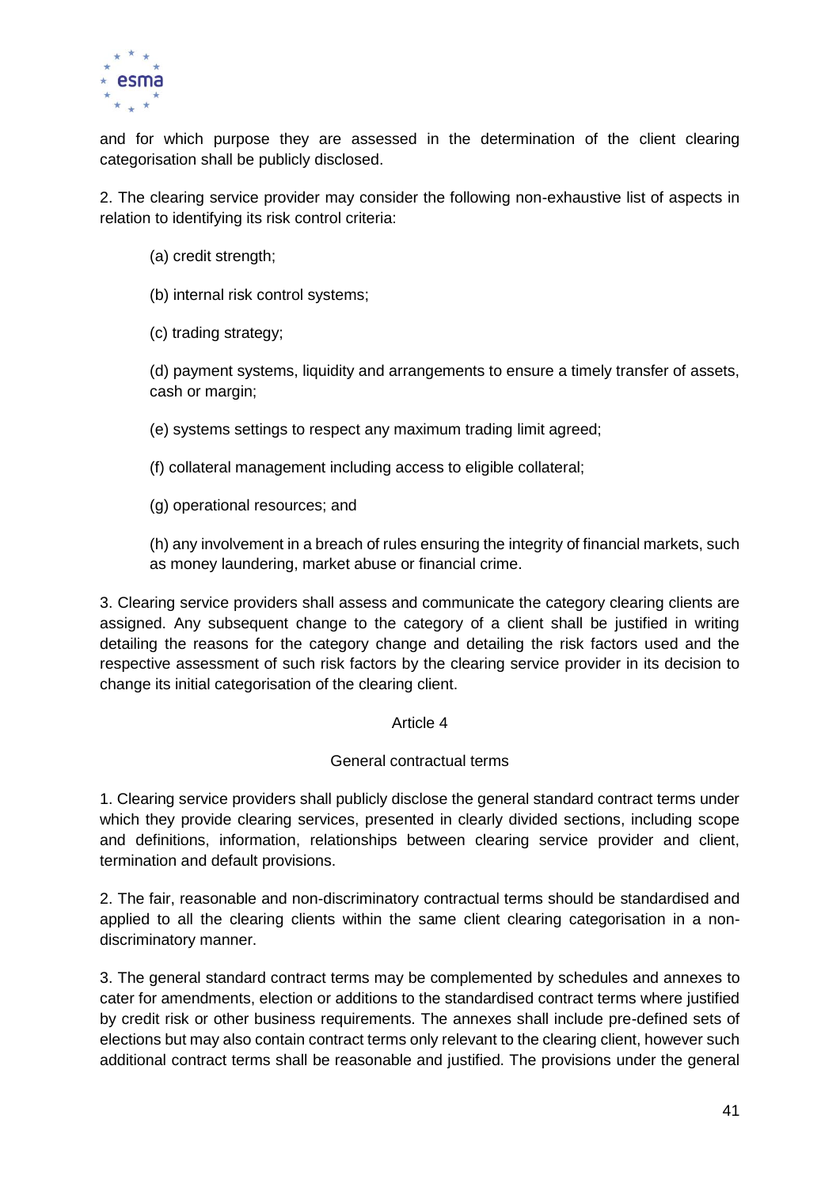and for which purpose they are assessed in the determination of the client clearing categorisation shall be publicly disclosed.

2. The clearing service provider may consider the following non-exhaustive list of aspects in relation to identifying its risk control criteria:

(a) credit strength;

(b) internal risk control systems;

(c) trading strategy;

(d) payment systems, liquidity and arrangements to ensure a timely transfer of assets, cash or margin;

(e) systems settings to respect any maximum trading limit agreed;

(f) collateral management including access to eligible collateral;

(g) operational resources; and

(h) any involvement in a breach of rules ensuring the integrity of financial markets, such as money laundering, market abuse or financial crime.

3. Clearing service providers shall assess and communicate the category clearing clients are assigned. Any subsequent change to the category of a client shall be justified in writing detailing the reasons for the category change and detailing the risk factors used and the respective assessment of such risk factors by the clearing service provider in its decision to change its initial categorisation of the clearing client.

Article 4

General contractual terms

1. Clearing service providers shall publicly disclose the general standard contract terms under which they provide clearing services, presented in clearly divided sections, including scope and definitions, information, relationships between clearing service provider and client, termination and default provisions.

2. The fair, reasonable and non-discriminatory contractual terms should be standardised and applied to all the clearing clients within the same client clearing categorisation in a non-discriminatory manner.

3. The general standard contract terms may be complemented by schedules and annexes to cater for amendments, election or additions to the standardised contract terms where justified by credit risk or other business requirements. The annexes shall include pre-defined sets of elections but may also contain contract terms only relevant to the clearing client, however such additional contract terms shall be reasonable and justified. The provisions under the general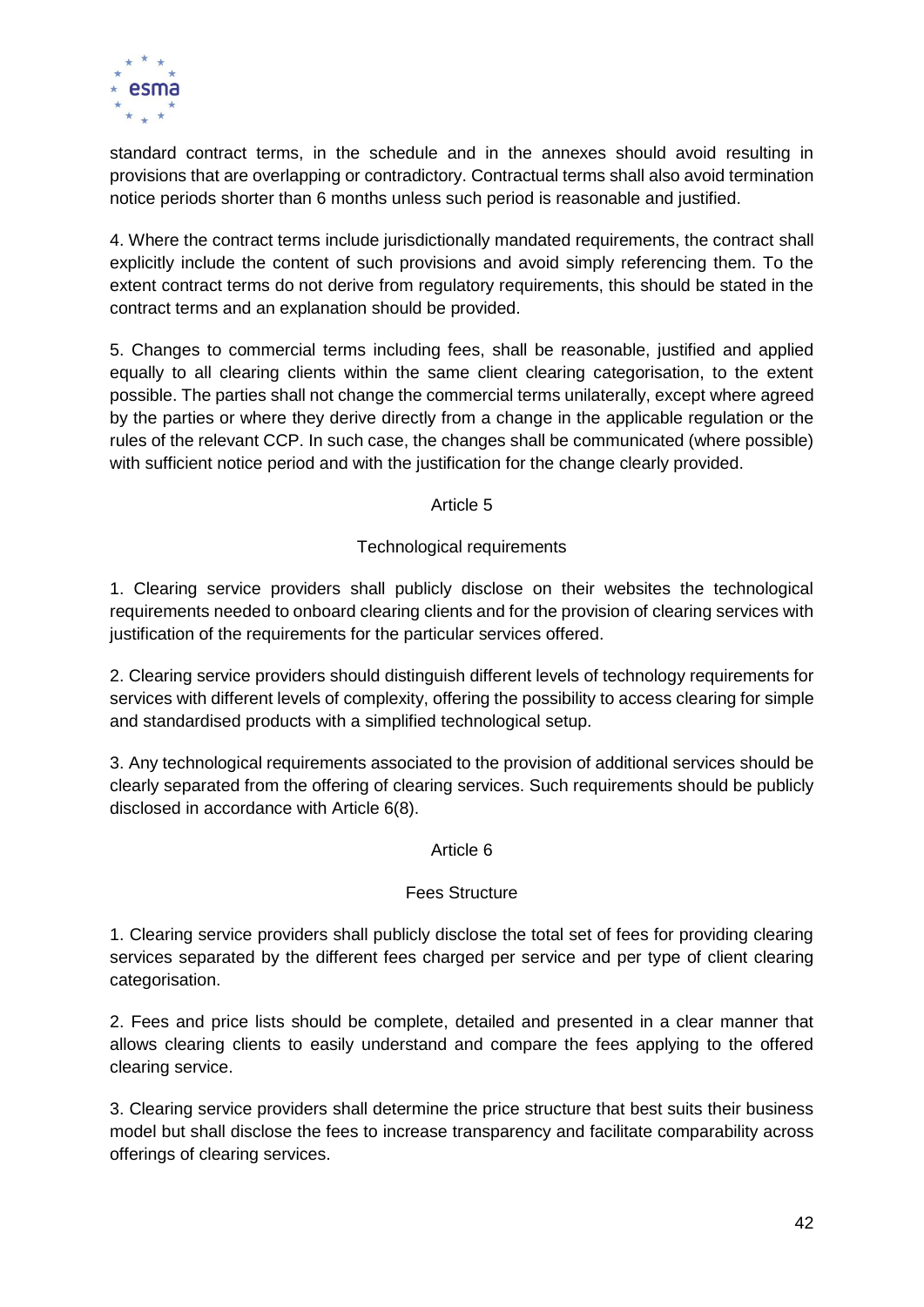standard contract terms, in the schedule and in the annexes should avoid resulting in provisions that are overlapping or contradictory. Contractual terms shall also avoid termination notice periods shorter than 6 months unless such period is reasonable and justified.

4. Where the contract terms include jurisdictionally mandated requirements, the contract shall explicitly include the content of such provisions and avoid simply referencing them. To the extent contract terms do not derive from regulatory requirements, this should be stated in the contract terms and an explanation should be provided.

5. Changes to commercial terms including fees, shall be reasonable, justified and applied equally to all clearing clients within the same client clearing categorisation, to the extent possible. The parties shall not change the commercial terms unilaterally, except where agreed by the parties or where they derive directly from a change in the applicable regulation or the rules of the relevant CCP. In such case, the changes shall be communicated (where possible) with sufficient notice period and with the justification for the change clearly provided.

Article 5

Technological requirements

1. Clearing service providers shall publicly disclose on their websites the technological requirements needed to onboard clearing clients and for the provision of clearing services with justification of the requirements for the particular services offered.

2. Clearing service providers should distinguish different levels of technology requirements for services with different levels of complexity, offering the possibility to access clearing for simple and standardised products with a simplified technological setup.

3. Any technological requirements associated to the provision of additional services should be clearly separated from the offering of clearing services. Such requirements should be publicly disclosed in accordance with Article 6(8).

Article 6

Fees Structure

1. Clearing service providers shall publicly disclose the total set of fees for providing clearing services separated by the different fees charged per service and per type of client clearing categorisation.

2. Fees and price lists should be complete, detailed and presented in a clear manner that allows clearing clients to easily understand and compare the fees applying to the offered clearing service.

3. Clearing service providers shall determine the price structure that best suits their business model but shall disclose the fees to increase transparency and facilitate comparability across offerings of clearing services.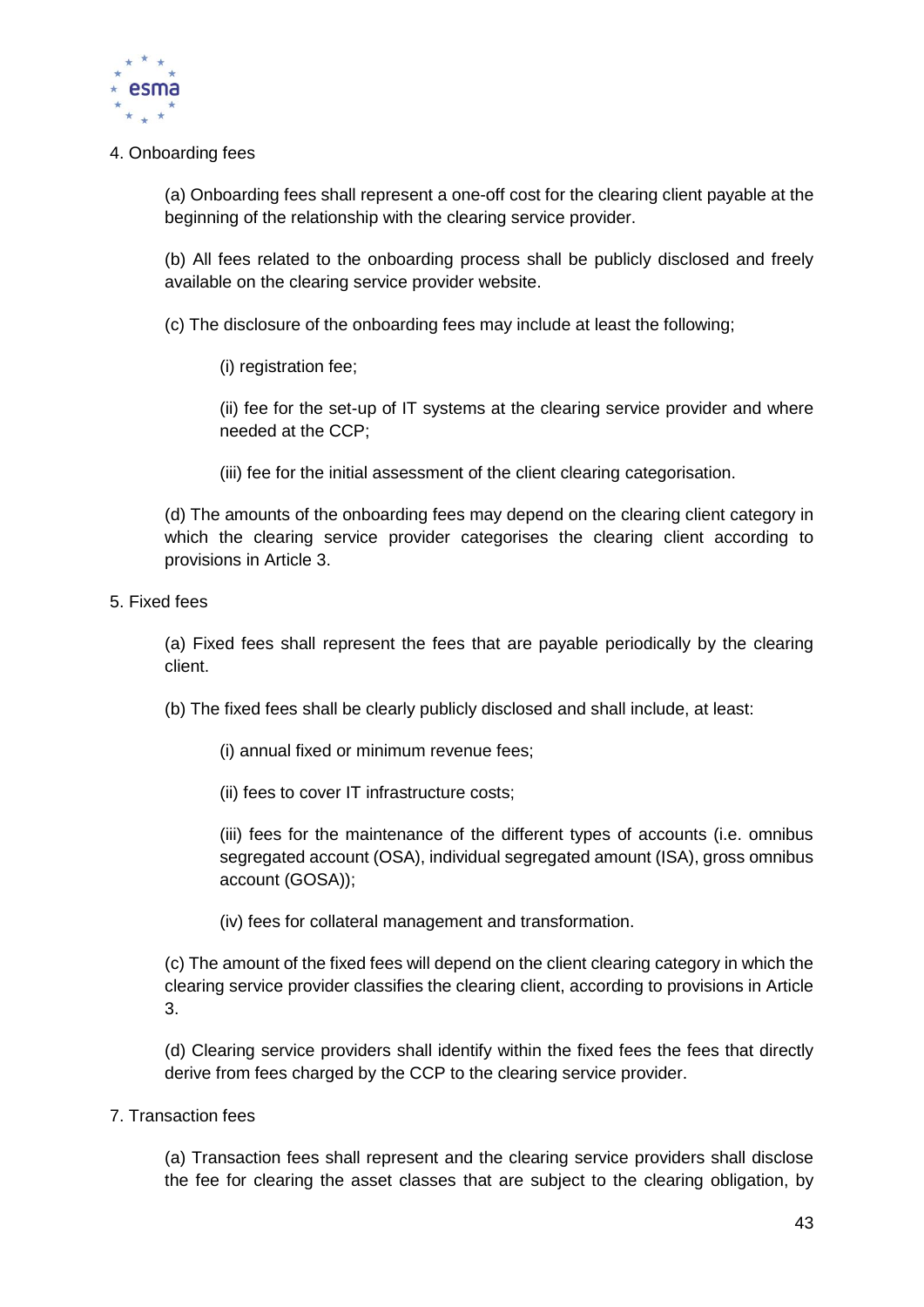4. Onboarding fees

(a) Onboarding fees shall represent a one-off cost for the clearing client payable at the beginning of the relationship with the clearing service provider.

(b) All fees related to the onboarding process shall be publicly disclosed and freely available on the clearing service provider website.

(c) The disclosure of the onboarding fees may include at least the following;

(i) registration fee;

(ii) fee for the set-up of IT systems at the clearing service provider and where needed at the CCP;

(iii) fee for the initial assessment of the client clearing categorisation.

(d) The amounts of the onboarding fees may depend on the clearing client category in which the clearing service provider categorises the clearing client according to provisions in Article 3.

5. Fixed fees

(a) Fixed fees shall represent the fees that are payable periodically by the clearing client.

(b) The fixed fees shall be clearly publicly disclosed and shall include, at least:

(i) annual fixed or minimum revenue fees;

(ii) fees to cover IT infrastructure costs;

(iii) fees for the maintenance of the different types of accounts (i.e. omnibus segregated account (OSA), individual segregated amount (ISA), gross omnibus account (GOSA));

(iv) fees for collateral management and transformation.

(c) The amount of the fixed fees will depend on the client clearing category in which the clearing service provider classifies the clearing client, according to provisions in Article 3.

(d) Clearing service providers shall identify within the fixed fees the fees that directly derive from fees charged by the CCP to the clearing service provider.

7. Transaction fees

(a) Transaction fees shall represent and the clearing service providers shall disclose the fee for clearing the asset classes that are subject to the clearing obligation, by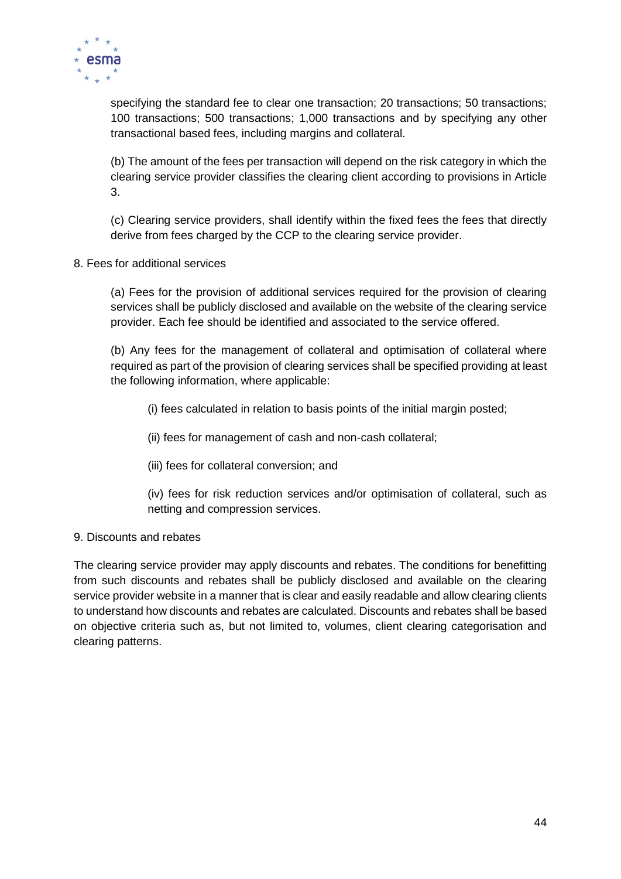specifying the standard fee to clear one transaction; 20 transactions; 50 transactions; 100 transactions; 500 transactions; 1,000 transactions and by specifying any other transactional based fees, including margins and collateral.

(b) The amount of the fees per transaction will depend on the risk category in which the clearing service provider classifies the clearing client according to provisions in Article 3.

(c) Clearing service providers, shall identify within the fixed fees the fees that directly derive from fees charged by the CCP to the clearing service provider.

8. Fees for additional services

(a) Fees for the provision of additional services required for the provision of clearing services shall be publicly disclosed and available on the website of the clearing service provider. Each fee should be identified and associated to the service offered.

(b) Any fees for the management of collateral and optimisation of collateral where required as part of the provision of clearing services shall be specified providing at least the following information, where applicable:

(i) fees calculated in relation to basis points of the initial margin posted;

(ii) fees for management of cash and non-cash collateral;

(iii) fees for collateral conversion; and

(iv) fees for risk reduction services and/or optimisation of collateral, such as netting and compression services.

9. Discounts and rebates

The clearing service provider may apply discounts and rebates. The conditions for benefitting from such discounts and rebates shall be publicly disclosed and available on the clearing service provider website in a manner that is clear and easily readable and allow clearing clients to understand how discounts and rebates are calculated. Discounts and rebates shall be based on objective criteria such as, but not limited to, volumes, client clearing categorisation and clearing patterns.